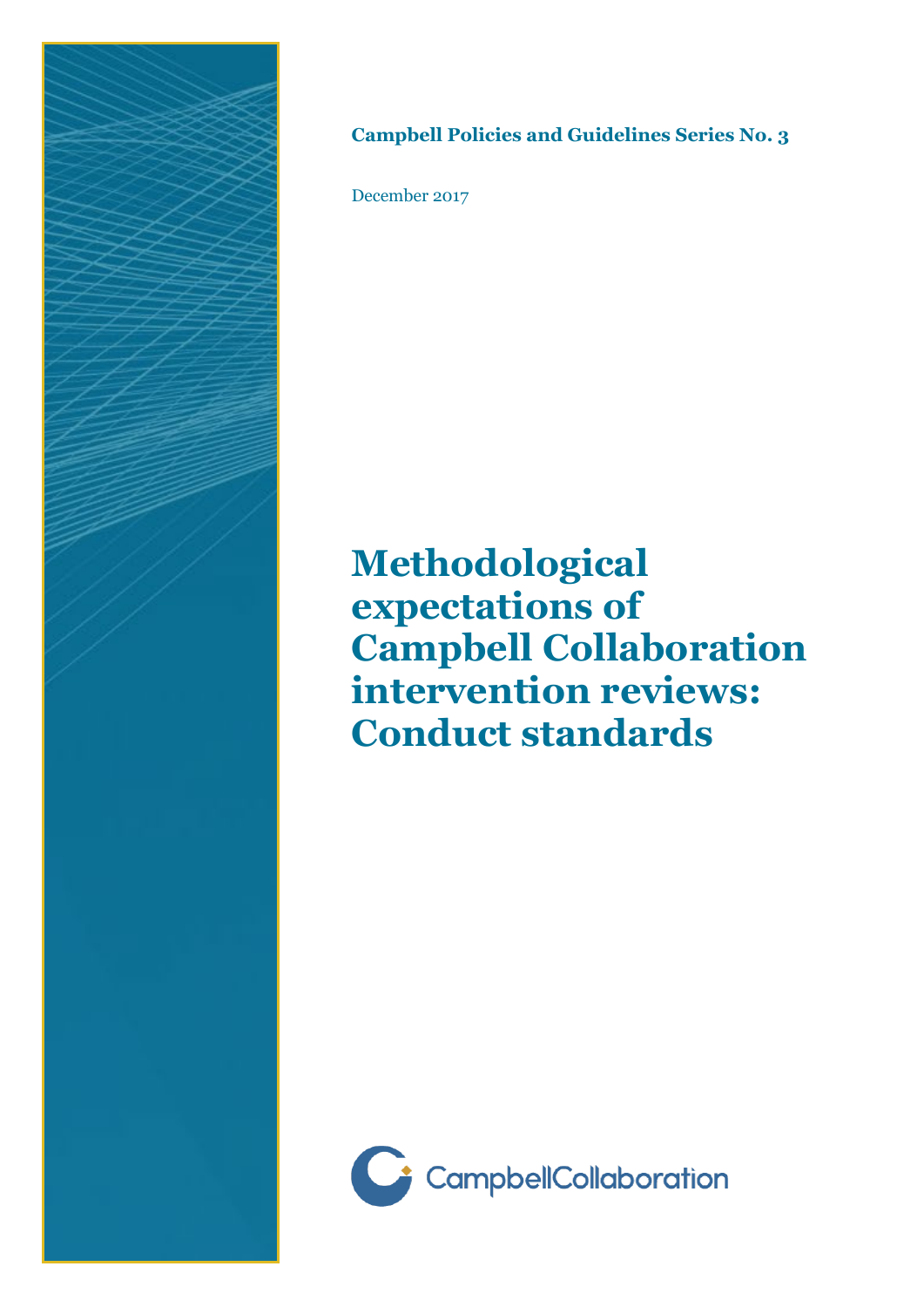**Campbell Policies and Guidelines Series No. 3**

December 2017

# Methodological expectations of Campbell Collaboration intervention reviews: Conduct standards

CampbellCollaboration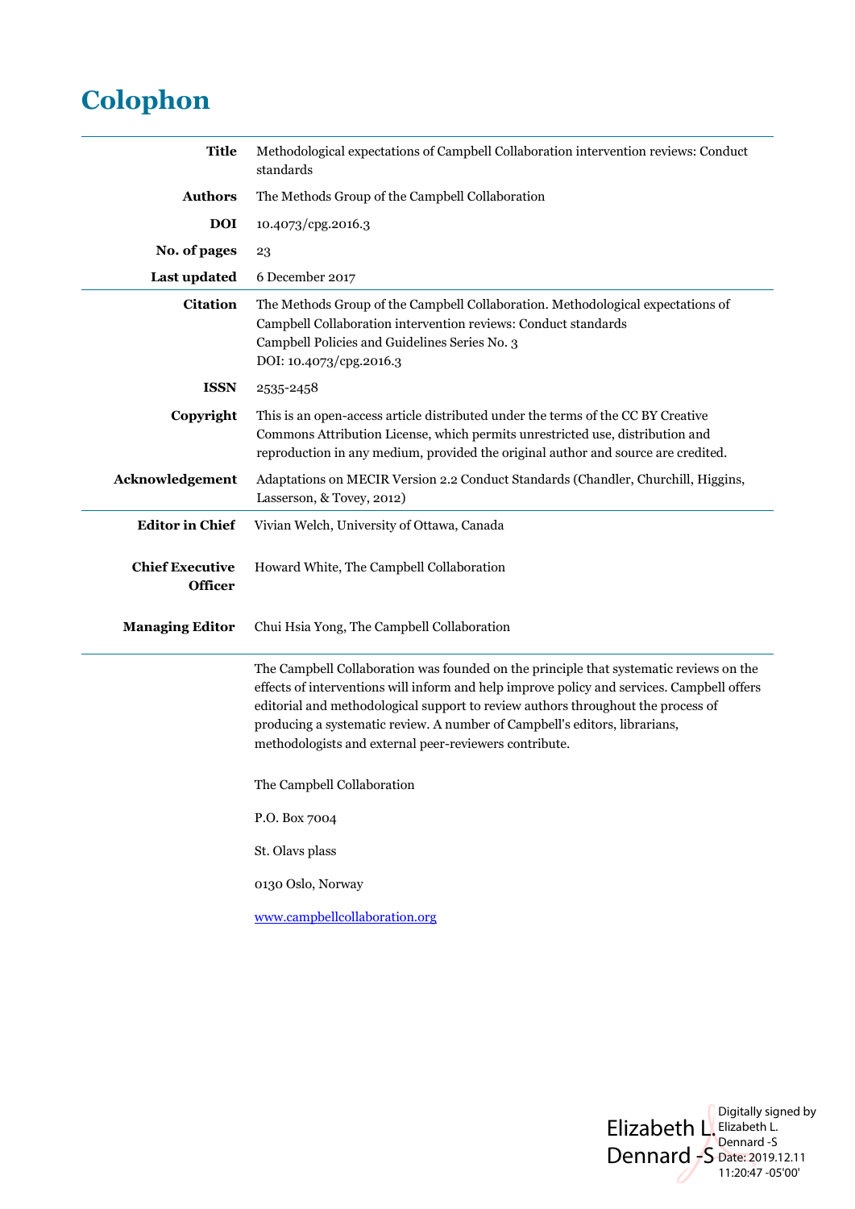# Colophon

| | |
|---|---|
| **Title** | Methodological expectations of Campbell Collaboration intervention reviews: Conduct standards |
| **Authors** | The Methods Group of the Campbell Collaboration |
| **DOI** | 10.4073/cpg.2016.3 |
| **No. of pages** | 23 |
| **Last updated** | 6 December 2017 |
| **Citation** | The Methods Group of the Campbell Collaboration. Methodological expectations of Campbell Collaboration intervention reviews: Conduct standards<br>Campbell Policies and Guidelines Series No. 3<br>DOI: 10.4073/cpg.2016.3 |
| **ISSN** | 2535-2458 |
| **Copyright** | This is an open-access article distributed under the terms of the CC BY Creative Commons Attribution License, which permits unrestricted use, distribution and reproduction in any medium, provided the original author and source are credited. |
| **Acknowledgement** | Adaptations on MECIR Version 2.2 Conduct Standards (Chandler, Churchill, Higgins, Lasserson, & Tovey, 2012) |
| **Editor in Chief** | Vivian Welch, University of Ottawa, Canada |
| **Chief Executive Officer** | Howard White, The Campbell Collaboration |
| **Managing Editor** | Chui Hsia Yong, The Campbell Collaboration |

The Campbell Collaboration was founded on the principle that systematic reviews on the effects of interventions will inform and help improve policy and services. Campbell offers editorial and methodological support to review authors throughout the process of producing a systematic review. A number of Campbell's editors, librarians, methodologists and external peer-reviewers contribute.

The Campbell Collaboration

P.O. Box 7004

St. Olavs plass

0130 Oslo, Norway

www.campbellcollaboration.org

Elizabeth L. Dennard -S

Digitally signed by Elizabeth L. Dennard -S
Date: 2019.12.11 11:20:47 -05'00'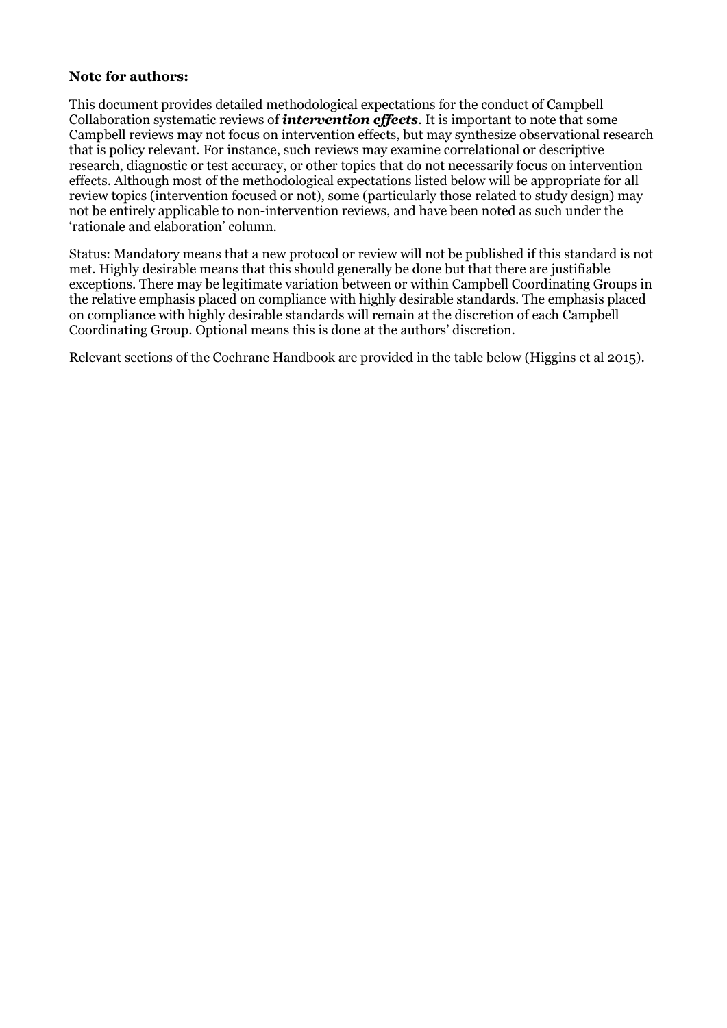**Note for authors:**

This document provides detailed methodological expectations for the conduct of Campbell Collaboration systematic reviews of ***intervention effects***. It is important to note that some Campbell reviews may not focus on intervention effects, but may synthesize observational research that is policy relevant. For instance, such reviews may examine correlational or descriptive research, diagnostic or test accuracy, or other topics that do not necessarily focus on intervention effects. Although most of the methodological expectations listed below will be appropriate for all review topics (intervention focused or not), some (particularly those related to study design) may not be entirely applicable to non-intervention reviews, and have been noted as such under the 'rationale and elaboration' column.

Status: Mandatory means that a new protocol or review will not be published if this standard is not met. Highly desirable means that this should generally be done but that there are justifiable exceptions. There may be legitimate variation between or within Campbell Coordinating Groups in the relative emphasis placed on compliance with highly desirable standards. The emphasis placed on compliance with highly desirable standards will remain at the discretion of each Campbell Coordinating Group. Optional means this is done at the authors' discretion.

Relevant sections of the Cochrane Handbook are provided in the table below (Higgins et al 2015).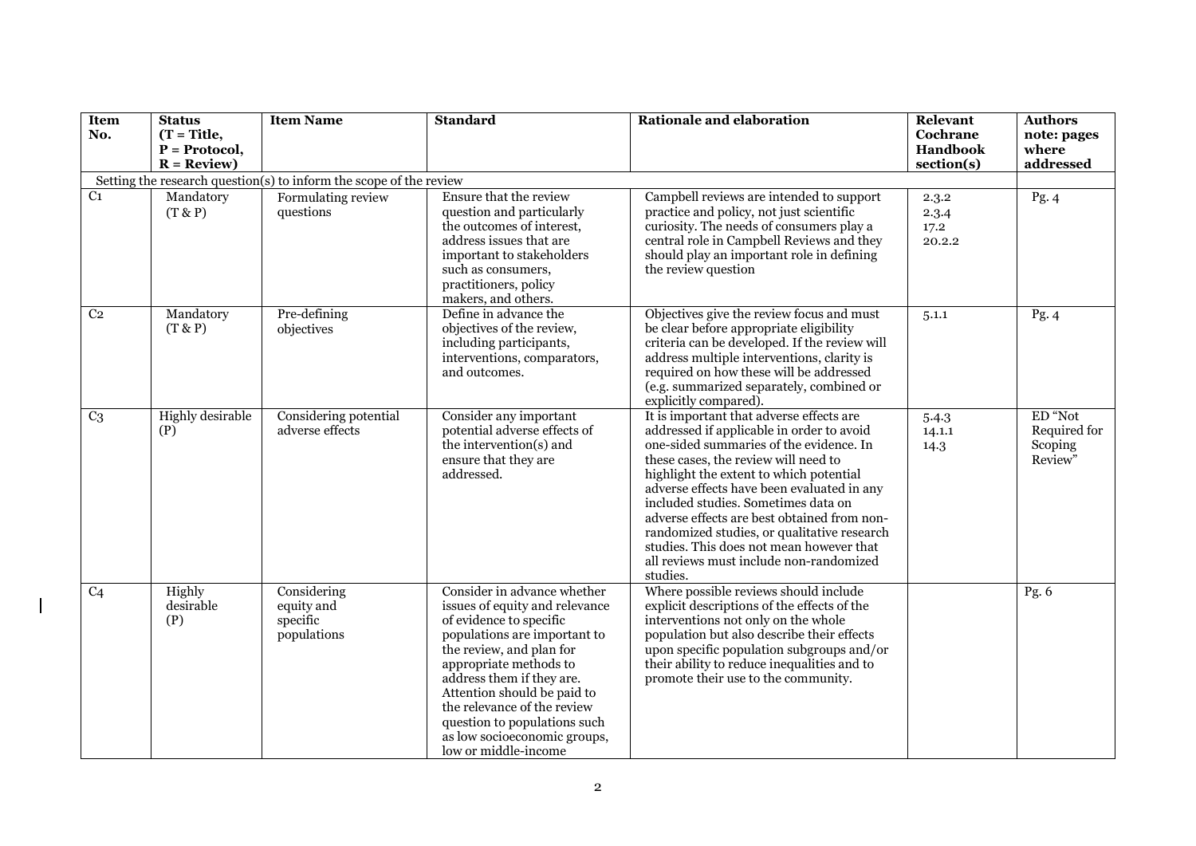| Item No. | Status (T = Title, P = Protocol, R = Review) | Item Name | Standard | Rationale and elaboration | Relevant Cochrane Handbook section(s) | Authors note: pages where addressed |
|---|---|---|---|---|---|---|
| Setting the research question(s) to inform the scope of the review | | | | | | |
| C1 | Mandatory (T & P) | Formulating review questions | Ensure that the review question and particularly the outcomes of interest, address issues that are important to stakeholders such as consumers, practitioners, policy makers, and others. | Campbell reviews are intended to support practice and policy, not just scientific curiosity. The needs of consumers play a central role in Campbell Reviews and they should play an important role in defining the review question | 2.3.2<br>2.3.4<br>17.2<br>20.2.2 | Pg. 4 |
| C2 | Mandatory (T & P) | Pre-defining objectives | Define in advance the objectives of the review, including participants, interventions, comparators, and outcomes. | Objectives give the review focus and must be clear before appropriate eligibility criteria can be developed. If the review will address multiple interventions, clarity is required on how these will be addressed (e.g. summarized separately, combined or explicitly compared). | 5.1.1 | Pg. 4 |
| C3 | Highly desirable (P) | Considering potential adverse effects | Consider any important potential adverse effects of the intervention(s) and ensure that they are addressed. | It is important that adverse effects are addressed if applicable in order to avoid one-sided summaries of the evidence. In these cases, the review will need to highlight the extent to which potential adverse effects have been evaluated in any included studies. Sometimes data on adverse effects are best obtained from non-randomized studies, or qualitative research studies. This does not mean however that all reviews must include non-randomized studies. | 5.4.3<br>14.1.1<br>14.3 | ED "Not Required for Scoping Review" |
| C4 | Highly desirable (P) | Considering equity and specific populations | Consider in advance whether issues of equity and relevance of evidence to specific populations are important to the review, and plan for appropriate methods to address them if they are. Attention should be paid to the relevance of the review question to populations such as low socioeconomic groups, low or middle-income | Where possible reviews should include explicit descriptions of the effects of the interventions not only on the whole population but also describe their effects upon specific population subgroups and/or their ability to reduce inequalities and to promote their use to the community. | | Pg. 6 |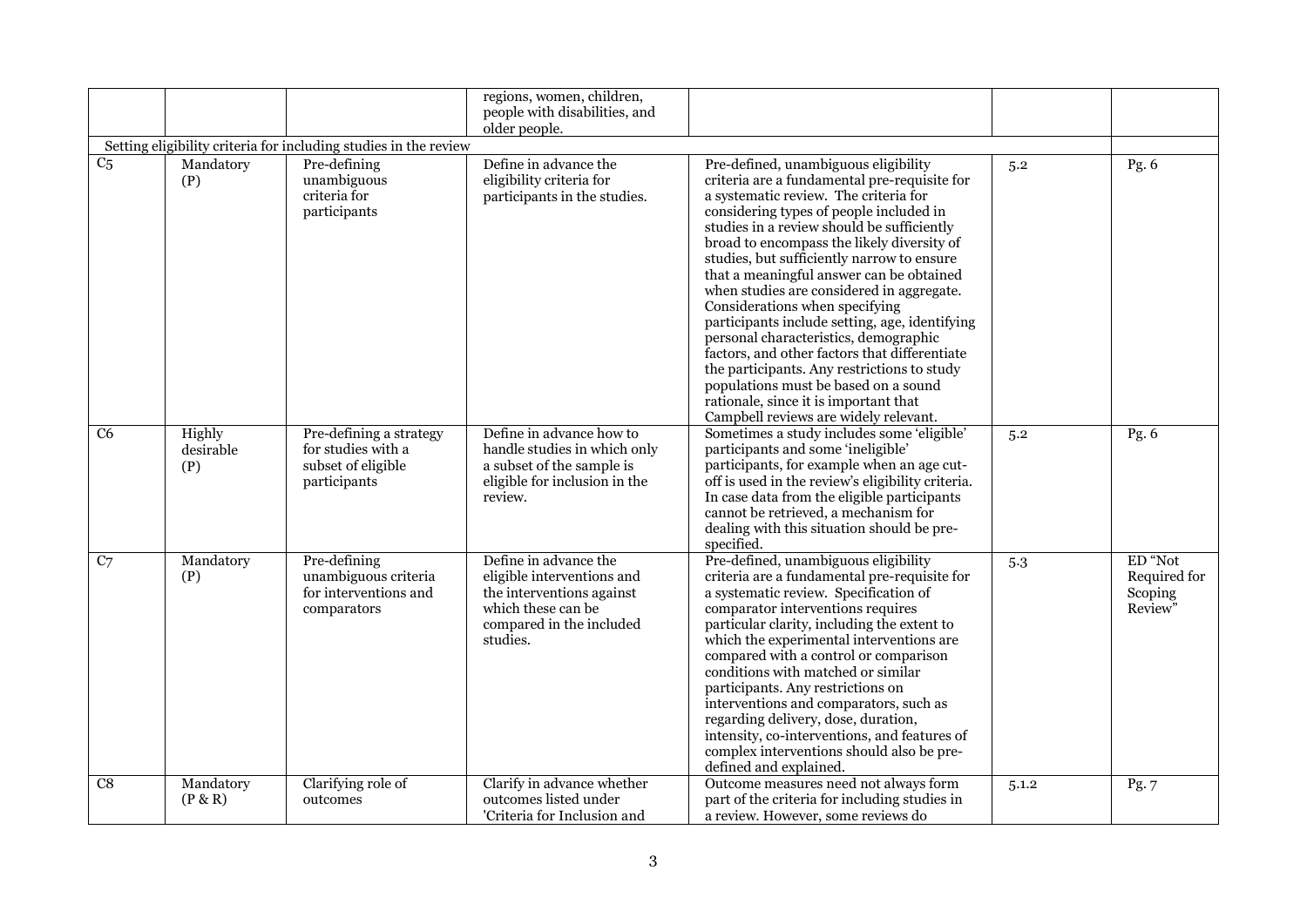| | | | regions, women, children, people with disabilities, and older people. | | | |
|---|---|---|---|---|---|---|
| Setting eligibility criteria for including studies in the review | | | | | | |
| C5 | Mandatory (P) | Pre-defining unambiguous criteria for participants | Define in advance the eligibility criteria for participants in the studies. | Pre-defined, unambiguous eligibility criteria are a fundamental pre-requisite for a systematic review. The criteria for considering types of people included in studies in a review should be sufficiently broad to encompass the likely diversity of studies, but sufficiently narrow to ensure that a meaningful answer can be obtained when studies are considered in aggregate. Considerations when specifying participants include setting, age, identifying personal characteristics, demographic factors, and other factors that differentiate the participants. Any restrictions to study populations must be based on a sound rationale, since it is important that Campbell reviews are widely relevant. | 5.2 | Pg. 6 |
| C6 | Highly desirable (P) | Pre-defining a strategy for studies with a subset of eligible participants | Define in advance how to handle studies in which only a subset of the sample is eligible for inclusion in the review. | Sometimes a study includes some 'eligible' participants and some 'ineligible' participants, for example when an age cut-off is used in the review's eligibility criteria. In case data from the eligible participants cannot be retrieved, a mechanism for dealing with this situation should be pre-specified. | 5.2 | Pg. 6 |
| C7 | Mandatory (P) | Pre-defining unambiguous criteria for interventions and comparators | Define in advance the eligible interventions and the interventions against which these can be compared in the included studies. | Pre-defined, unambiguous eligibility criteria are a fundamental pre-requisite for a systematic review. Specification of comparator interventions requires particular clarity, including the extent to which the experimental interventions are compared with a control or comparison conditions with matched or similar participants. Any restrictions on interventions and comparators, such as regarding delivery, dose, duration, intensity, co-interventions, and features of complex interventions should also be pre-defined and explained. | 5.3 | ED "Not Required for Scoping Review" |
| C8 | Mandatory (P & R) | Clarifying role of outcomes | Clarify in advance whether outcomes listed under 'Criteria for Inclusion and | Outcome measures need not always form part of the criteria for including studies in a review. However, some reviews do | 5.1.2 | Pg. 7 |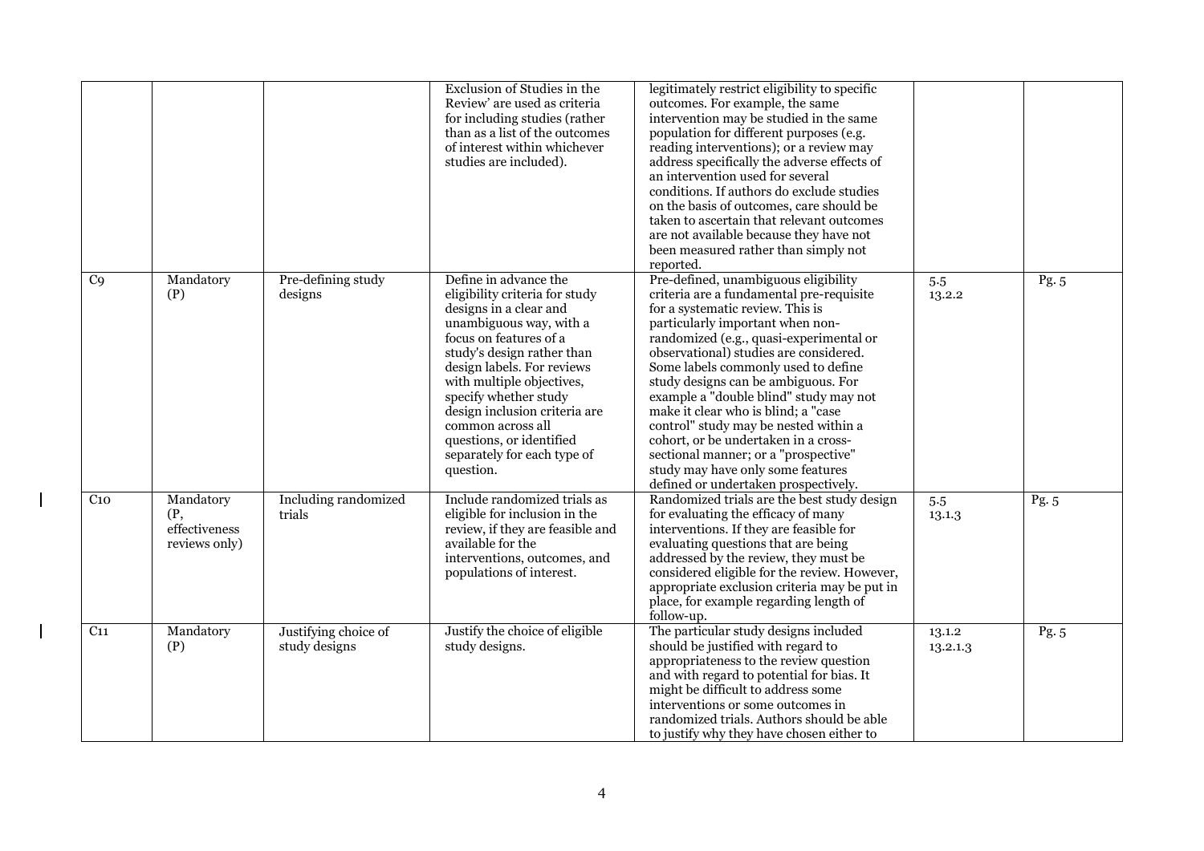| | | | | | | |
|---|---|---|---|---|---|---|
| | | | Exclusion of Studies in the Review' are used as criteria for including studies (rather than as a list of the outcomes of interest within whichever studies are included). | legitimately restrict eligibility to specific outcomes. For example, the same intervention may be studied in the same population for different purposes (e.g. reading interventions); or a review may address specifically the adverse effects of an intervention used for several conditions. If authors do exclude studies on the basis of outcomes, care should be taken to ascertain that relevant outcomes are not available because they have not been measured rather than simply not reported. | | |
| C9 | Mandatory (P) | Pre-defining study designs | Define in advance the eligibility criteria for study designs in a clear and unambiguous way, with a focus on features of a study's design rather than design labels. For reviews with multiple objectives, specify whether study design inclusion criteria are common across all questions, or identified separately for each type of question. | Pre-defined, unambiguous eligibility criteria are a fundamental pre-requisite for a systematic review. This is particularly important when non-randomized (e.g., quasi-experimental or observational) studies are considered. Some labels commonly used to define study designs can be ambiguous. For example a "double blind" study may not make it clear who is blind; a "case control" study may be nested within a cohort, or be undertaken in a cross-sectional manner; or a "prospective" study may have only some features defined or undertaken prospectively. | 5.5<br>13.2.2 | Pg. 5 |
| C10 | Mandatory (P, effectiveness reviews only) | Including randomized trials | Include randomized trials as eligible for inclusion in the review, if they are feasible and available for the interventions, outcomes, and populations of interest. | Randomized trials are the best study design for evaluating the efficacy of many interventions. If they are feasible for evaluating questions that are being addressed by the review, they must be considered eligible for the review. However, appropriate exclusion criteria may be put in place, for example regarding length of follow-up. | 5.5<br>13.1.3 | Pg. 5 |
| C11 | Mandatory (P) | Justifying choice of study designs | Justify the choice of eligible study designs. | The particular study designs included should be justified with regard to appropriateness to the review question and with regard to potential for bias. It might be difficult to address some interventions or some outcomes in randomized trials. Authors should be able to justify why they have chosen either to | 13.1.2<br>13.2.1.3 | Pg. 5 |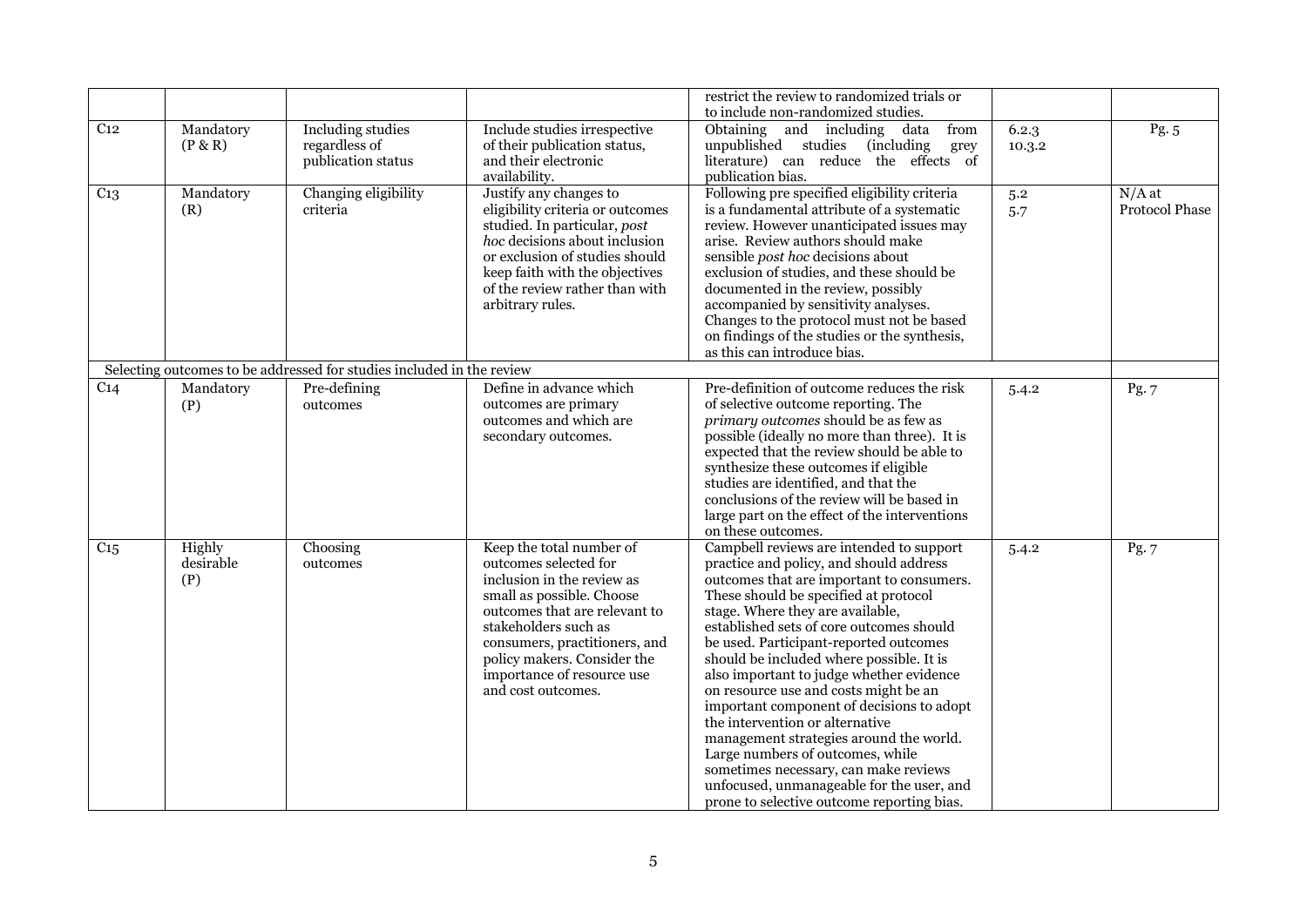| | | | | | | |
|---|---|---|---|---|---|---|
| | | | | restrict the review to randomized trials or to include non-randomized studies. | | |
| C12 | Mandatory (P & R) | Including studies regardless of publication status | Include studies irrespective of their publication status, and their electronic availability. | Obtaining and including data from unpublished studies (including grey literature) can reduce the effects of publication bias. | 6.2.3 10.3.2 | Pg. 5 |
| C13 | Mandatory (R) | Changing eligibility criteria | Justify any changes to eligibility criteria or outcomes studied. In particular, *post hoc* decisions about inclusion or exclusion of studies should keep faith with the objectives of the review rather than with arbitrary rules. | Following pre specified eligibility criteria is a fundamental attribute of a systematic review. However unanticipated issues may arise. Review authors should make sensible *post hoc* decisions about exclusion of studies, and these should be documented in the review, possibly accompanied by sensitivity analyses. Changes to the protocol must not be based on findings of the studies or the synthesis, as this can introduce bias. | 5.2 5.7 | N/A at Protocol Phase |
| Selecting outcomes to be addressed for studies included in the review | | | | | | |
| C14 | Mandatory (P) | Pre-defining outcomes | Define in advance which outcomes are primary outcomes and which are secondary outcomes. | Pre-definition of outcome reduces the risk of selective outcome reporting. The *primary outcomes* should be as few as possible (ideally no more than three). It is expected that the review should be able to synthesize these outcomes if eligible studies are identified, and that the conclusions of the review will be based in large part on the effect of the interventions on these outcomes. | 5.4.2 | Pg. 7 |
| C15 | Highly desirable (P) | Choosing outcomes | Keep the total number of outcomes selected for inclusion in the review as small as possible. Choose outcomes that are relevant to stakeholders such as consumers, practitioners, and policy makers. Consider the importance of resource use and cost outcomes. | Campbell reviews are intended to support practice and policy, and should address outcomes that are important to consumers. These should be specified at protocol stage. Where they are available, established sets of core outcomes should be used. Participant-reported outcomes should be included where possible. It is also important to judge whether evidence on resource use and costs might be an important component of decisions to adopt the intervention or alternative management strategies around the world. Large numbers of outcomes, while sometimes necessary, can make reviews unfocused, unmanageable for the user, and prone to selective outcome reporting bias. | 5.4.2 | Pg. 7 |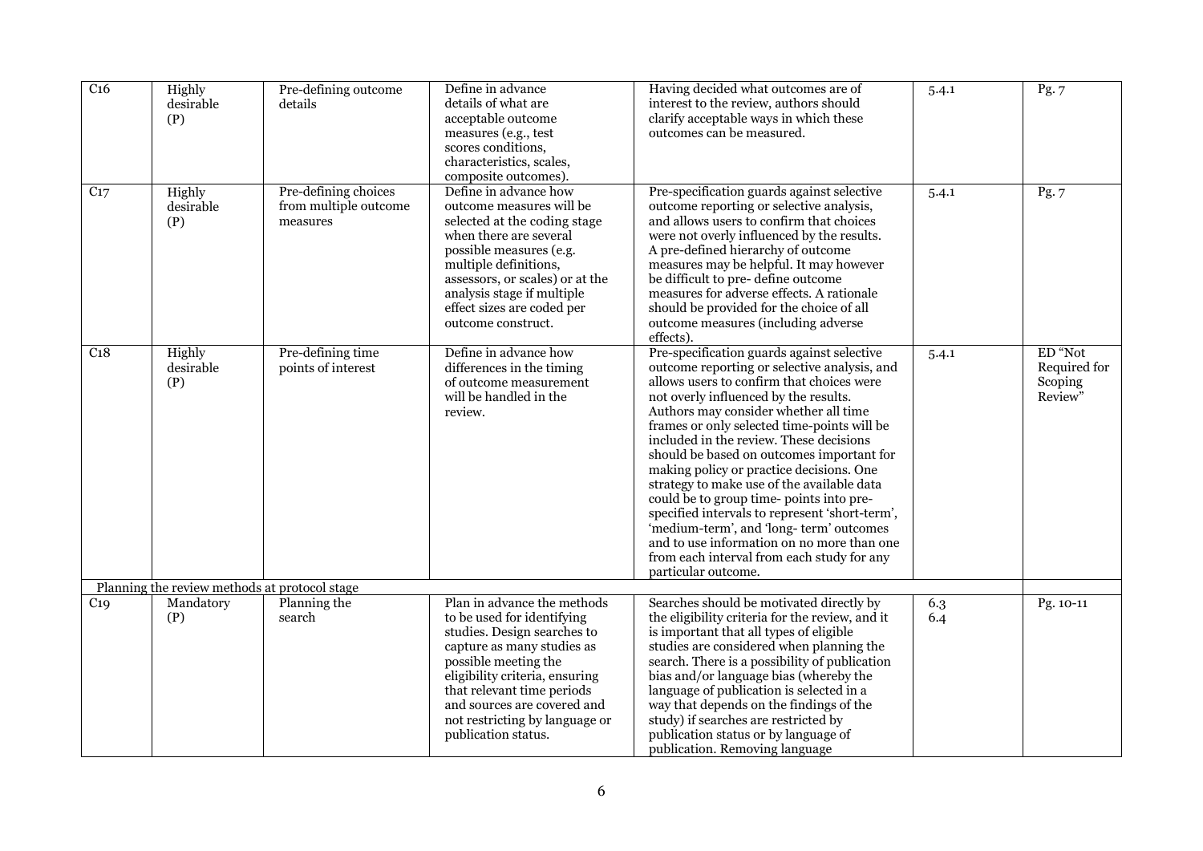| C16 | Highly desirable (P) | Pre-defining outcome details | Define in advance details of what are acceptable outcome measures (e.g., test scores conditions, characteristics, scales, composite outcomes). | Having decided what outcomes are of interest to the review, authors should clarify acceptable ways in which these outcomes can be measured. | 5.4.1 | Pg. 7 |
|---|---|---|---|---|---|---|
| C17 | Highly desirable (P) | Pre-defining choices from multiple outcome measures | Define in advance how outcome measures will be selected at the coding stage when there are several possible measures (e.g. multiple definitions, assessors, or scales) or at the analysis stage if multiple effect sizes are coded per outcome construct. | Pre-specification guards against selective outcome reporting or selective analysis, and allows users to confirm that choices were not overly influenced by the results. A pre-defined hierarchy of outcome measures may be helpful. It may however be difficult to pre- define outcome measures for adverse effects. A rationale should be provided for the choice of all outcome measures (including adverse effects). | 5.4.1 | Pg. 7 |
| C18 | Highly desirable (P) | Pre-defining time points of interest | Define in advance how differences in the timing of outcome measurement will be handled in the review. | Pre-specification guards against selective outcome reporting or selective analysis, and allows users to confirm that choices were not overly influenced by the results. Authors may consider whether all time frames or only selected time-points will be included in the review. These decisions should be based on outcomes important for making policy or practice decisions. One strategy to make use of the available data could be to group time- points into pre-specified intervals to represent 'short-term', 'medium-term', and 'long- term' outcomes and to use information on no more than one from each interval from each study for any particular outcome. | 5.4.1 | ED "Not Required for Scoping Review" |
| Planning the review methods at protocol stage | | | | | | |
| C19 | Mandatory (P) | Planning the search | Plan in advance the methods to be used for identifying studies. Design searches to capture as many studies as possible meeting the eligibility criteria, ensuring that relevant time periods and sources are covered and not restricting by language or publication status. | Searches should be motivated directly by the eligibility criteria for the review, and it is important that all types of eligible studies are considered when planning the search. There is a possibility of publication bias and/or language bias (whereby the language of publication is selected in a way that depends on the findings of the study) if searches are restricted by publication status or by language of publication. Removing language | 6.3<br>6.4 | Pg. 10-11 |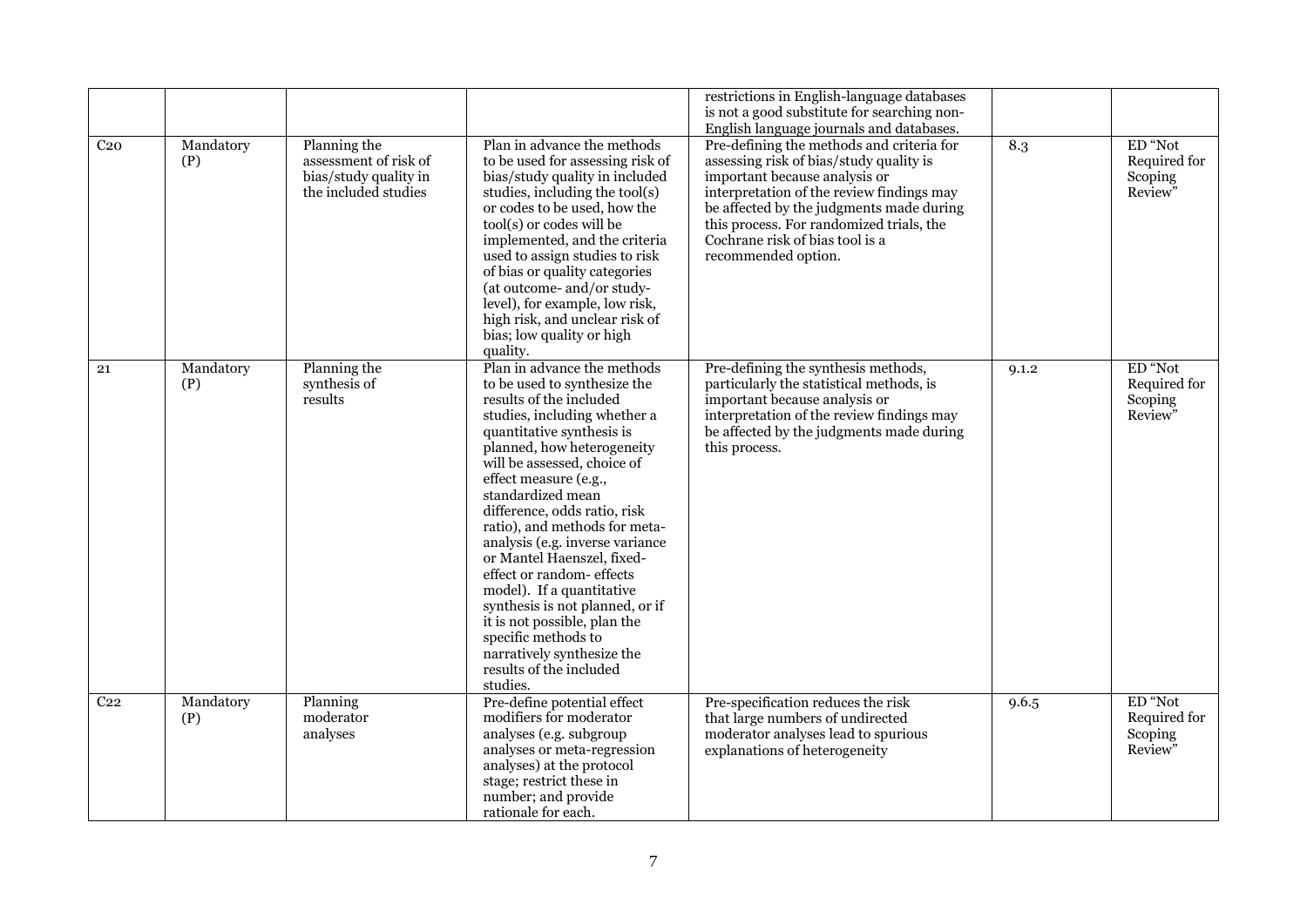| | | | | restrictions in English-language databases is not a good substitute for searching non-English language journals and databases. | | |
|---|---|---|---|---|---|---|
| C20 | Mandatory (P) | Planning the assessment of risk of bias/study quality in the included studies | Plan in advance the methods to be used for assessing risk of bias/study quality in included studies, including the tool(s) or codes to be used, how the tool(s) or codes will be implemented, and the criteria used to assign studies to risk of bias or quality categories (at outcome- and/or study-level), for example, low risk, high risk, and unclear risk of bias; low quality or high quality. | Pre-defining the methods and criteria for assessing risk of bias/study quality is important because analysis or interpretation of the review findings may be affected by the judgments made during this process. For randomized trials, the Cochrane risk of bias tool is a recommended option. | 8.3 | ED "Not Required for Scoping Review" |
| 21 | Mandatory (P) | Planning the synthesis of results | Plan in advance the methods to be used to synthesize the results of the included studies, including whether a quantitative synthesis is planned, how heterogeneity will be assessed, choice of effect measure (e.g., standardized mean difference, odds ratio, risk ratio), and methods for meta-analysis (e.g. inverse variance or Mantel Haenszel, fixed-effect or random- effects model). If a quantitative synthesis is not planned, or if it is not possible, plan the specific methods to narratively synthesize the results of the included studies. | Pre-defining the synthesis methods, particularly the statistical methods, is important because analysis or interpretation of the review findings may be affected by the judgments made during this process. | 9.1.2 | ED "Not Required for Scoping Review" |
| C22 | Mandatory (P) | Planning moderator analyses | Pre-define potential effect modifiers for moderator analyses (e.g. subgroup analyses or meta-regression analyses) at the protocol stage; restrict these in number; and provide rationale for each. | Pre-specification reduces the risk that large numbers of undirected moderator analyses lead to spurious explanations of heterogeneity | 9.6.5 | ED "Not Required for Scoping Review" |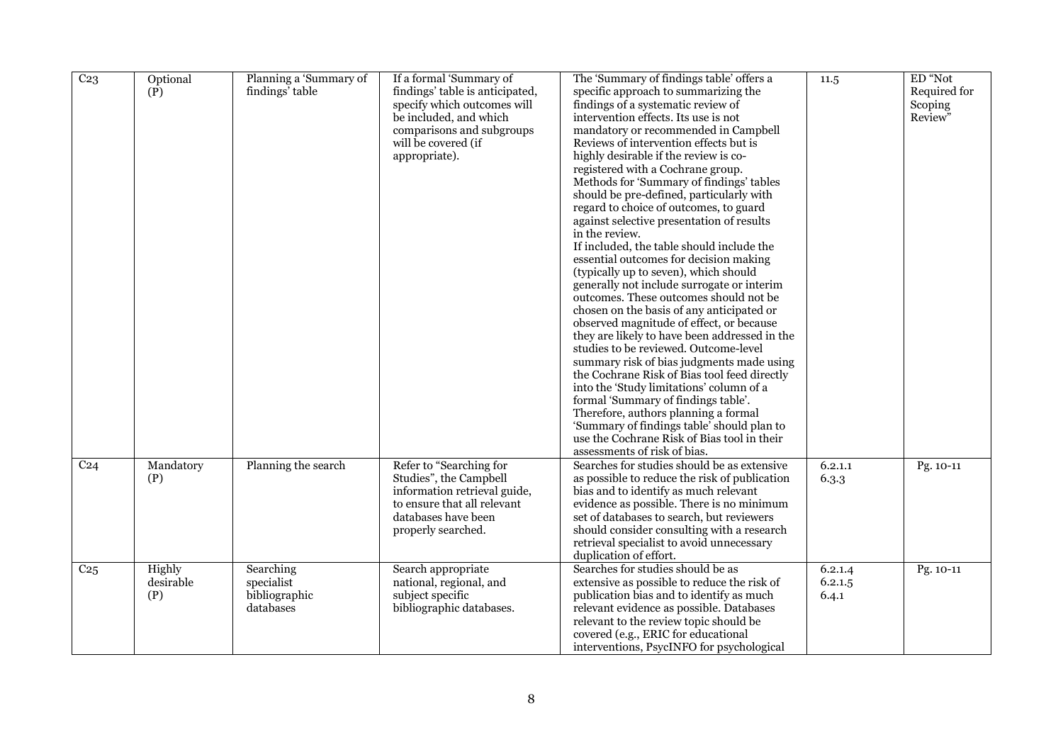| C23 | Optional (P) | Planning a 'Summary of findings' table | If a formal 'Summary of findings' table is anticipated, specify which outcomes will be included, and which comparisons and subgroups will be covered (if appropriate). | The 'Summary of findings table' offers a specific approach to summarizing the findings of a systematic review of intervention effects. Its use is not mandatory or recommended in Campbell Reviews of intervention effects but is highly desirable if the review is co-registered with a Cochrane group. Methods for 'Summary of findings' tables should be pre-defined, particularly with regard to choice of outcomes, to guard against selective presentation of results in the review. If included, the table should include the essential outcomes for decision making (typically up to seven), which should generally not include surrogate or interim outcomes. These outcomes should not be chosen on the basis of any anticipated or observed magnitude of effect, or because they are likely to have been addressed in the studies to be reviewed. Outcome-level summary risk of bias judgments made using the Cochrane Risk of Bias tool feed directly into the 'Study limitations' column of a formal 'Summary of findings table'. Therefore, authors planning a formal 'Summary of findings table' should plan to use the Cochrane Risk of Bias tool in their assessments of risk of bias. | 11.5 | ED "Not Required for Scoping Review" |
|---|---|---|---|---|---|---|
| C24 | Mandatory (P) | Planning the search | Refer to "Searching for Studies", the Campbell information retrieval guide, to ensure that all relevant databases have been properly searched. | Searches for studies should be as extensive as possible to reduce the risk of publication bias and to identify as much relevant evidence as possible. There is no minimum set of databases to search, but reviewers should consider consulting with a research retrieval specialist to avoid unnecessary duplication of effort. | 6.2.1.1<br>6.3.3 | Pg. 10-11 |
| C25 | Highly desirable (P) | Searching specialist bibliographic databases | Search appropriate national, regional, and subject specific bibliographic databases. | Searches for studies should be as extensive as possible to reduce the risk of publication bias and to identify as much relevant evidence as possible. Databases relevant to the review topic should be covered (e.g., ERIC for educational interventions, PsycINFO for psychological | 6.2.1.4<br>6.2.1.5<br>6.4.1 | Pg. 10-11 |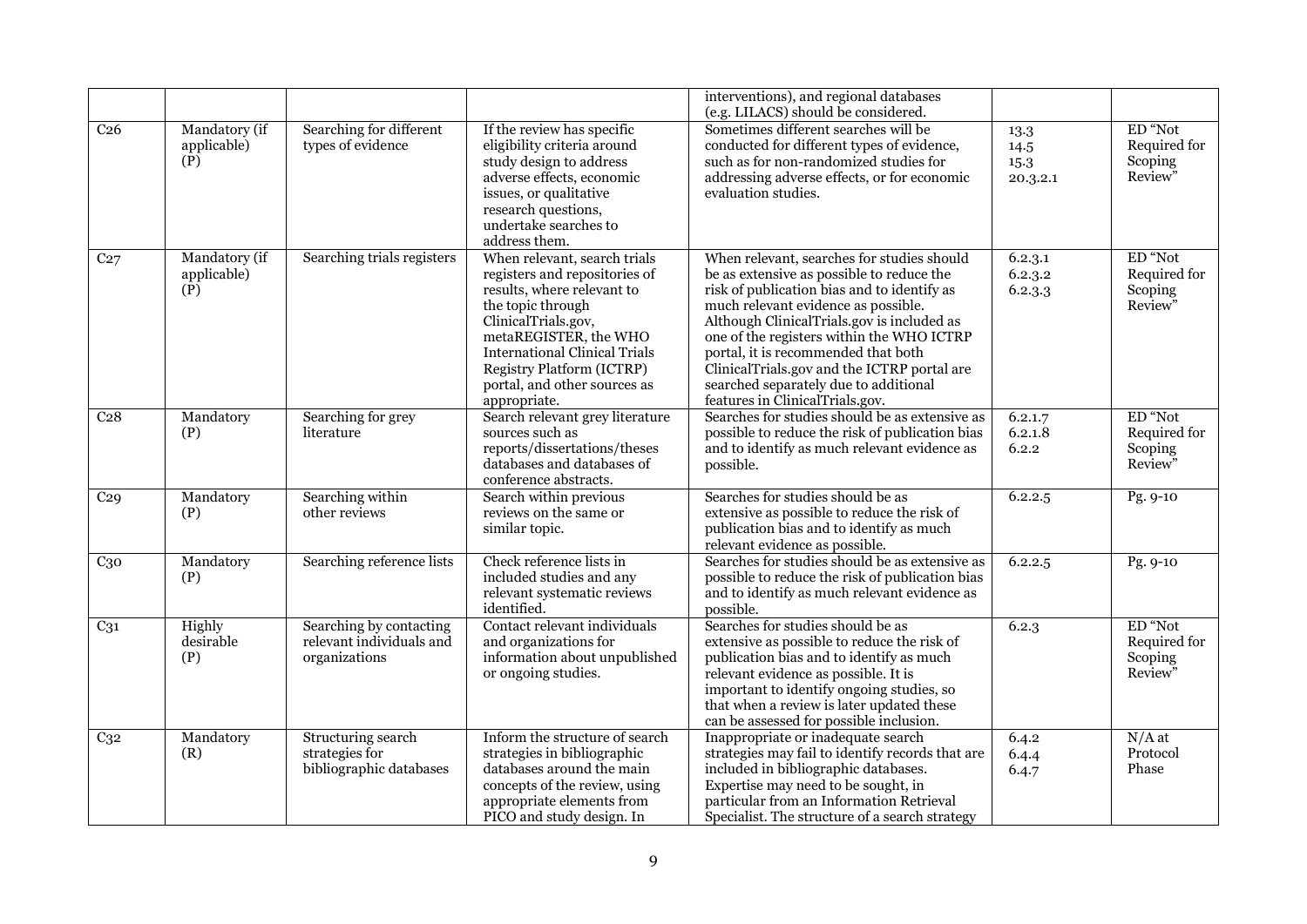| | | | | interventions), and regional databases (e.g. LILACS) should be considered. | | |
|---|---|---|---|---|---|---|
| C26 | Mandatory (if applicable) (P) | Searching for different types of evidence | If the review has specific eligibility criteria around study design to address adverse effects, economic issues, or qualitative research questions, undertake searches to address them. | Sometimes different searches will be conducted for different types of evidence, such as for non-randomized studies for addressing adverse effects, or for economic evaluation studies. | 13.3<br>14.5<br>15.3<br>20.3.2.1 | ED "Not Required for Scoping Review" |
| C27 | Mandatory (if applicable) (P) | Searching trials registers | When relevant, search trials registers and repositories of results, where relevant to the topic through ClinicalTrials.gov, metaREGISTER, the WHO International Clinical Trials Registry Platform (ICTRP) portal, and other sources as appropriate. | When relevant, searches for studies should be as extensive as possible to reduce the risk of publication bias and to identify as much relevant evidence as possible. Although ClinicalTrials.gov is included as one of the registers within the WHO ICTRP portal, it is recommended that both ClinicalTrials.gov and the ICTRP portal are searched separately due to additional features in ClinicalTrials.gov. | 6.2.3.1<br>6.2.3.2<br>6.2.3.3 | ED "Not Required for Scoping Review" |
| C28 | Mandatory (P) | Searching for grey literature | Search relevant grey literature sources such as reports/dissertations/theses databases and databases of conference abstracts. | Searches for studies should be as extensive as possible to reduce the risk of publication bias and to identify as much relevant evidence as possible. | 6.2.1.7<br>6.2.1.8<br>6.2.2 | ED "Not Required for Scoping Review" |
| C29 | Mandatory (P) | Searching within other reviews | Search within previous reviews on the same or similar topic. | Searches for studies should be as extensive as possible to reduce the risk of publication bias and to identify as much relevant evidence as possible. | 6.2.2.5 | Pg. 9-10 |
| C30 | Mandatory (P) | Searching reference lists | Check reference lists in included studies and any relevant systematic reviews identified. | Searches for studies should be as extensive as possible to reduce the risk of publication bias and to identify as much relevant evidence as possible. | 6.2.2.5 | Pg. 9-10 |
| C31 | Highly desirable (P) | Searching by contacting relevant individuals and organizations | Contact relevant individuals and organizations for information about unpublished or ongoing studies. | Searches for studies should be as extensive as possible to reduce the risk of publication bias and to identify as much relevant evidence as possible. It is important to identify ongoing studies, so that when a review is later updated these can be assessed for possible inclusion. | 6.2.3 | ED "Not Required for Scoping Review" |
| C32 | Mandatory (R) | Structuring search strategies for bibliographic databases | Inform the structure of search strategies in bibliographic databases around the main concepts of the review, using appropriate elements from PICO and study design. In | Inappropriate or inadequate search strategies may fail to identify records that are included in bibliographic databases. Expertise may need to be sought, in particular from an Information Retrieval Specialist. The structure of a search strategy | 6.4.2<br>6.4.4<br>6.4.7 | N/A at Protocol Phase |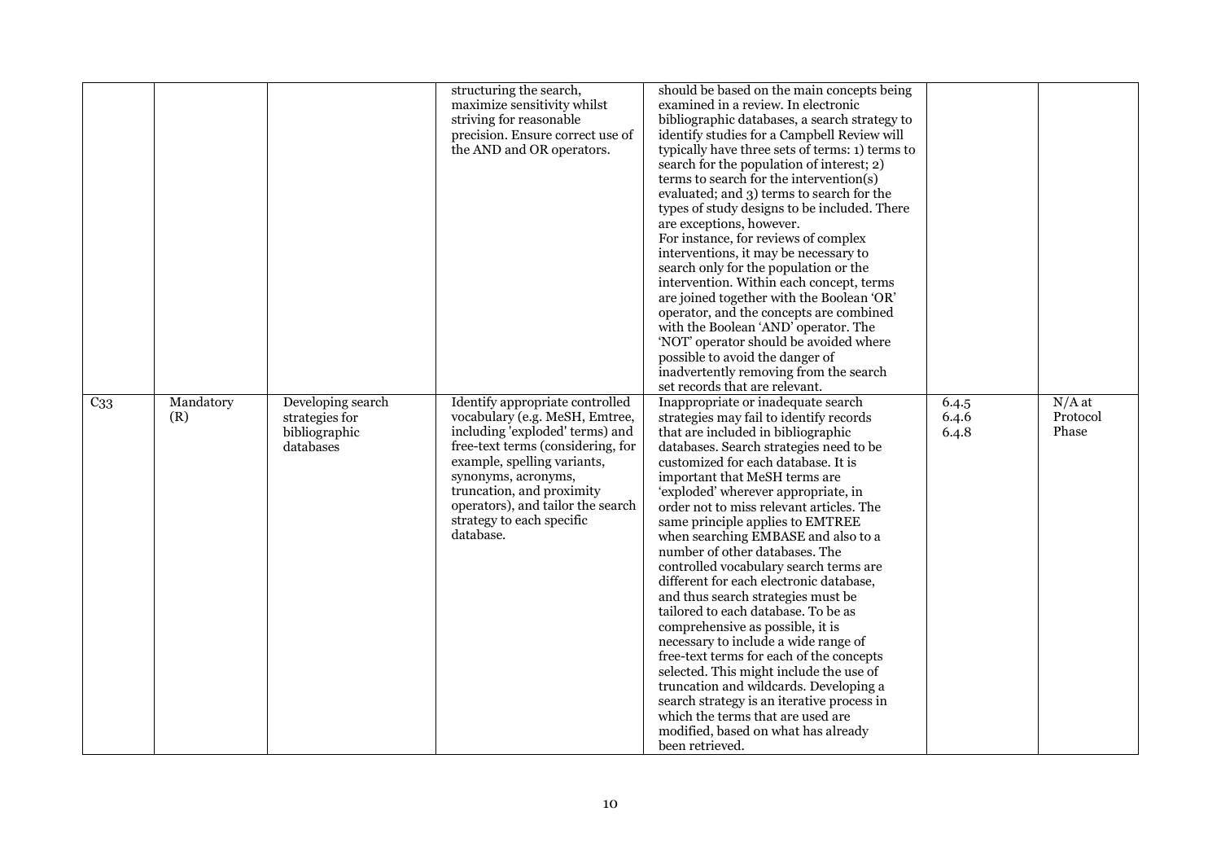| | | | | | | |
|---|---|---|---|---|---|---|
| | | | structuring the search, maximize sensitivity whilst striving for reasonable precision. Ensure correct use of the AND and OR operators. | should be based on the main concepts being examined in a review. In electronic bibliographic databases, a search strategy to identify studies for a Campbell Review will typically have three sets of terms: 1) terms to search for the population of interest; 2) terms to search for the intervention(s) evaluated; and 3) terms to search for the types of study designs to be included. There are exceptions, however.<br>For instance, for reviews of complex interventions, it may be necessary to search only for the population or the intervention. Within each concept, terms are joined together with the Boolean 'OR' operator, and the concepts are combined with the Boolean 'AND' operator. The 'NOT' operator should be avoided where possible to avoid the danger of inadvertently removing from the search set records that are relevant. | | |
| C33 | Mandatory (R) | Developing search strategies for bibliographic databases | Identify appropriate controlled vocabulary (e.g. MeSH, Emtree, including 'exploded' terms) and free-text terms (considering, for example, spelling variants, synonyms, acronyms, truncation, and proximity operators), and tailor the search strategy to each specific database. | Inappropriate or inadequate search strategies may fail to identify records that are included in bibliographic databases. Search strategies need to be customized for each database. It is important that MeSH terms are 'exploded' wherever appropriate, in order not to miss relevant articles. The same principle applies to EMTREE when searching EMBASE and also to a number of other databases. The controlled vocabulary search terms are different for each electronic database, and thus search strategies must be tailored to each database. To be as comprehensive as possible, it is necessary to include a wide range of free-text terms for each of the concepts selected. This might include the use of truncation and wildcards. Developing a search strategy is an iterative process in which the terms that are used are modified, based on what has already been retrieved. | 6.4.5<br>6.4.6<br>6.4.8 | N/A at Protocol Phase |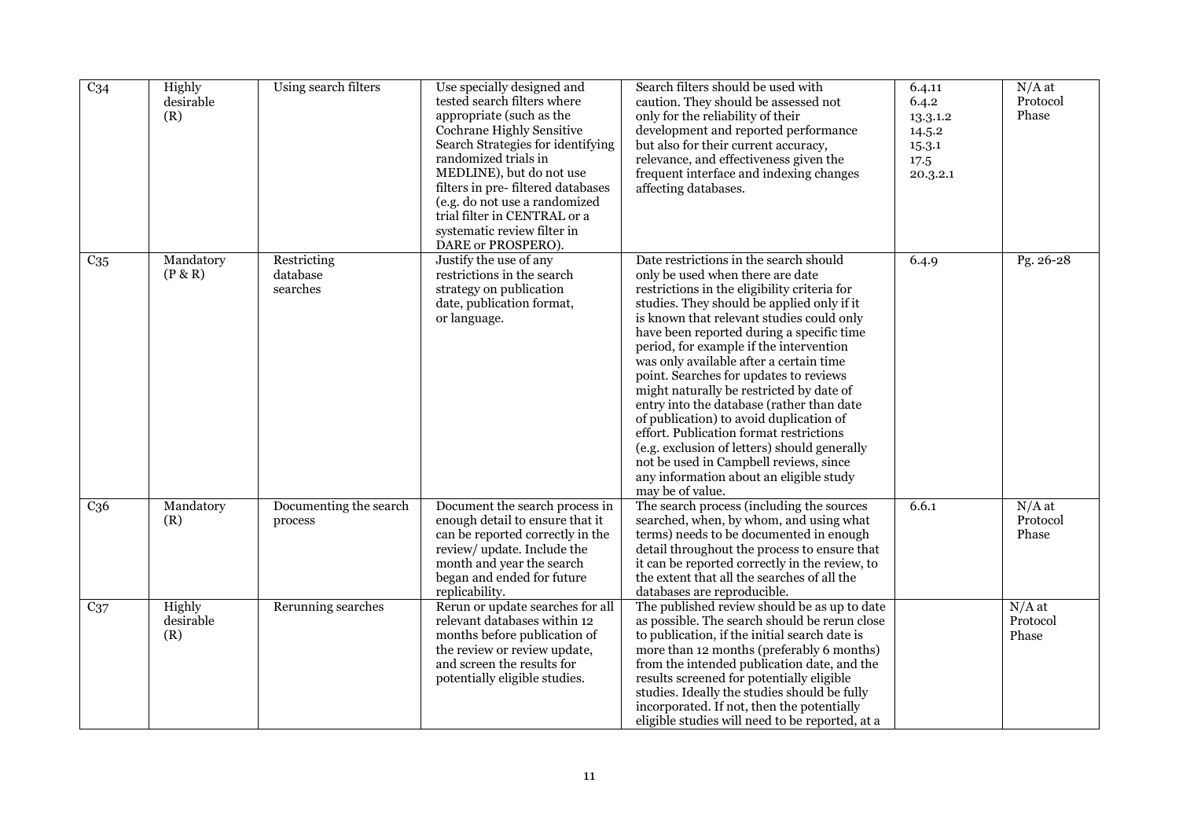| C34 | Highly desirable (R) | Using search filters | Use specially designed and tested search filters where appropriate (such as the Cochrane Highly Sensitive Search Strategies for identifying randomized trials in MEDLINE), but do not use filters in pre- filtered databases (e.g. do not use a randomized trial filter in CENTRAL or a systematic review filter in DARE or PROSPERO). | Search filters should be used with caution. They should be assessed not only for the reliability of their development and reported performance but also for their current accuracy, relevance, and effectiveness given the frequent interface and indexing changes affecting databases. | 6.4.11 6.4.2 13.3.1.2 14.5.2 15.3.1 17.5 20.3.2.1 | N/A at Protocol Phase |
|---|---|---|---|---|---|---|
| C35 | Mandatory (P & R) | Restricting database searches | Justify the use of any restrictions in the search strategy on publication date, publication format, or language. | Date restrictions in the search should only be used when there are date restrictions in the eligibility criteria for studies. They should be applied only if it is known that relevant studies could only have been reported during a specific time period, for example if the intervention was only available after a certain time point. Searches for updates to reviews might naturally be restricted by date of entry into the database (rather than date of publication) to avoid duplication of effort. Publication format restrictions (e.g. exclusion of letters) should generally not be used in Campbell reviews, since any information about an eligible study may be of value. | 6.4.9 | Pg. 26-28 |
| C36 | Mandatory (R) | Documenting the search process | Document the search process in enough detail to ensure that it can be reported correctly in the review/ update. Include the month and year the search began and ended for future replicability. | The search process (including the sources searched, when, by whom, and using what terms) needs to be documented in enough detail throughout the process to ensure that it can be reported correctly in the review, to the extent that all the searches of all the databases are reproducible. | 6.6.1 | N/A at Protocol Phase |
| C37 | Highly desirable (R) | Rerunning searches | Rerun or update searches for all relevant databases within 12 months before publication of the review or review update, and screen the results for potentially eligible studies. | The published review should be as up to date as possible. The search should be rerun close to publication, if the initial search date is more than 12 months (preferably 6 months) from the intended publication date, and the results screened for potentially eligible studies. Ideally the studies should be fully incorporated. If not, then the potentially eligible studies will need to be reported, at a | | N/A at Protocol Phase |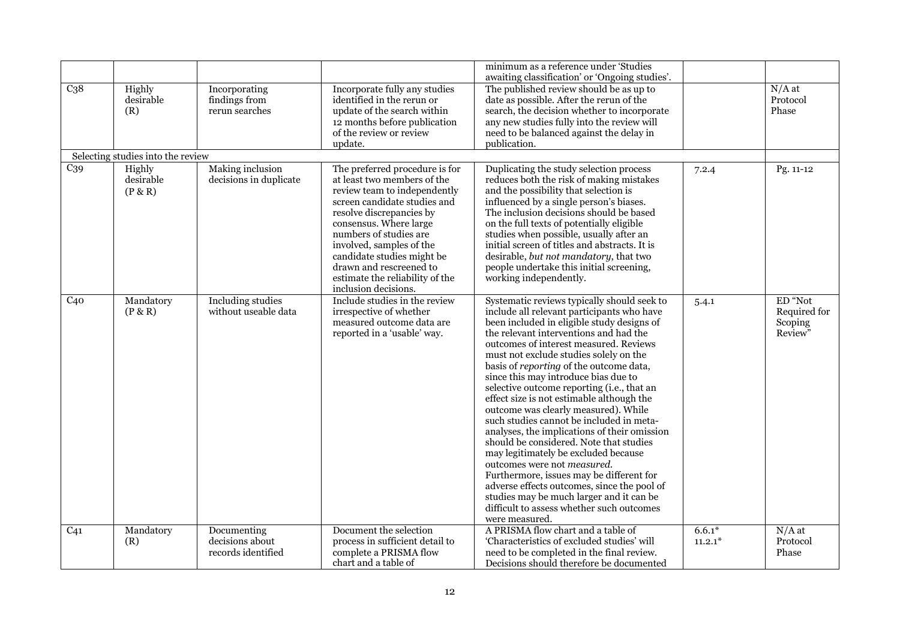| | | | | | | |
|---|---|---|---|---|---|---|
| | | | | minimum as a reference under 'Studies awaiting classification' or 'Ongoing studies'. | | |
| C38 | Highly desirable (R) | Incorporating findings from rerun searches | Incorporate fully any studies identified in the rerun or update of the search within 12 months before publication of the review or review update. | The published review should be as up to date as possible. After the rerun of the search, the decision whether to incorporate any new studies fully into the review will need to be balanced against the delay in publication. | | N/A at Protocol Phase |
| Selecting studies into the review | | | | | | |
| C39 | Highly desirable (P & R) | Making inclusion decisions in duplicate | The preferred procedure is for at least two members of the review team to independently screen candidate studies and resolve discrepancies by consensus. Where large numbers of studies are involved, samples of the candidate studies might be drawn and rescreened to estimate the reliability of the inclusion decisions. | Duplicating the study selection process reduces both the risk of making mistakes and the possibility that selection is influenced by a single person's biases. The inclusion decisions should be based on the full texts of potentially eligible studies when possible, usually after an initial screen of titles and abstracts. It is desirable, *but not mandatory*, that two people undertake this initial screening, working independently. | 7.2.4 | Pg. 11-12 |
| C40 | Mandatory (P & R) | Including studies without useable data | Include studies in the review irrespective of whether measured outcome data are reported in a 'usable' way. | Systematic reviews typically should seek to include all relevant participants who have been included in eligible study designs of the relevant interventions and had the outcomes of interest measured. Reviews must not exclude studies solely on the basis of *reporting* of the outcome data, since this may introduce bias due to selective outcome reporting (i.e., that an effect size is not estimable although the outcome was clearly measured). While such studies cannot be included in meta-analyses, the implications of their omission should be considered. Note that studies may legitimately be excluded because outcomes were not *measured*. Furthermore, issues may be different for adverse effects outcomes, since the pool of studies may be much larger and it can be difficult to assess whether such outcomes were measured. | 5.4.1 | ED "Not Required for Scoping Review" |
| C41 | Mandatory (R) | Documenting decisions about records identified | Document the selection process in sufficient detail to complete a PRISMA flow chart and a table of | A PRISMA flow chart and a table of 'Characteristics of excluded studies' will need to be completed in the final review. Decisions should therefore be documented | 6.6.1* 11.2.1* | N/A at Protocol Phase |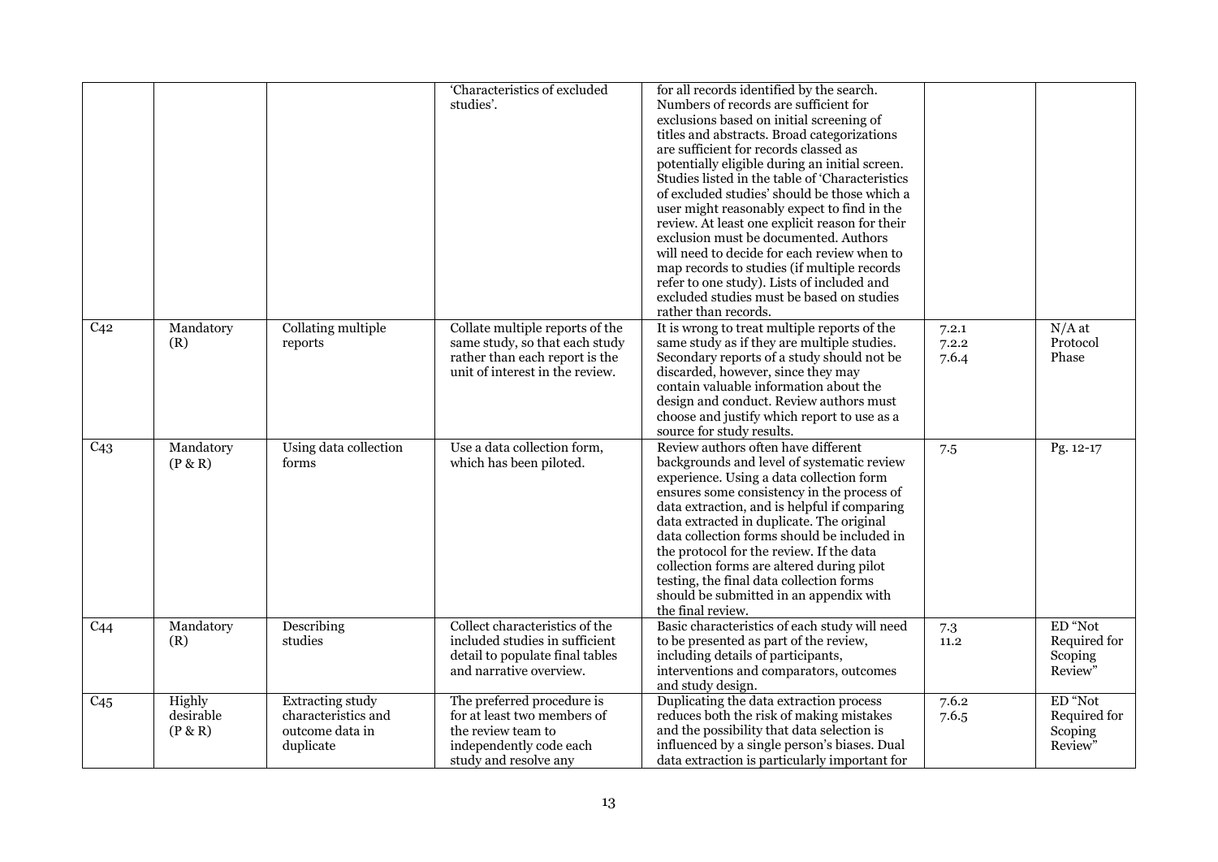| | | | 'Characteristics of excluded studies'. | for all records identified by the search. Numbers of records are sufficient for exclusions based on initial screening of titles and abstracts. Broad categorizations are sufficient for records classed as potentially eligible during an initial screen. Studies listed in the table of 'Characteristics of excluded studies' should be those which a user might reasonably expect to find in the review. At least one explicit reason for their exclusion must be documented. Authors will need to decide for each review when to map records to studies (if multiple records refer to one study). Lists of included and excluded studies must be based on studies rather than records. | | |
|---|---|---|---|---|---|---|
| C42 | Mandatory (R) | Collating multiple reports | Collate multiple reports of the same study, so that each study rather than each report is the unit of interest in the review. | It is wrong to treat multiple reports of the same study as if they are multiple studies. Secondary reports of a study should not be discarded, however, since they may contain valuable information about the design and conduct. Review authors must choose and justify which report to use as a source for study results. | 7.2.1<br>7.2.2<br>7.6.4 | N/A at Protocol Phase |
| C43 | Mandatory (P & R) | Using data collection forms | Use a data collection form, which has been piloted. | Review authors often have different backgrounds and level of systematic review experience. Using a data collection form ensures some consistency in the process of data extraction, and is helpful if comparing data extracted in duplicate. The original data collection forms should be included in the protocol for the review. If the data collection forms are altered during pilot testing, the final data collection forms should be submitted in an appendix with the final review. | 7.5 | Pg. 12-17 |
| C44 | Mandatory (R) | Describing studies | Collect characteristics of the included studies in sufficient detail to populate final tables and narrative overview. | Basic characteristics of each study will need to be presented as part of the review, including details of participants, interventions and comparators, outcomes and study design. | 7.3<br>11.2 | ED "Not Required for Scoping Review" |
| C45 | Highly desirable (P & R) | Extracting study characteristics and outcome data in duplicate | The preferred procedure is for at least two members of the review team to independently code each study and resolve any | Duplicating the data extraction process reduces both the risk of making mistakes and the possibility that data selection is influenced by a single person's biases. Dual data extraction is particularly important for | 7.6.2<br>7.6.5 | ED "Not Required for Scoping Review" |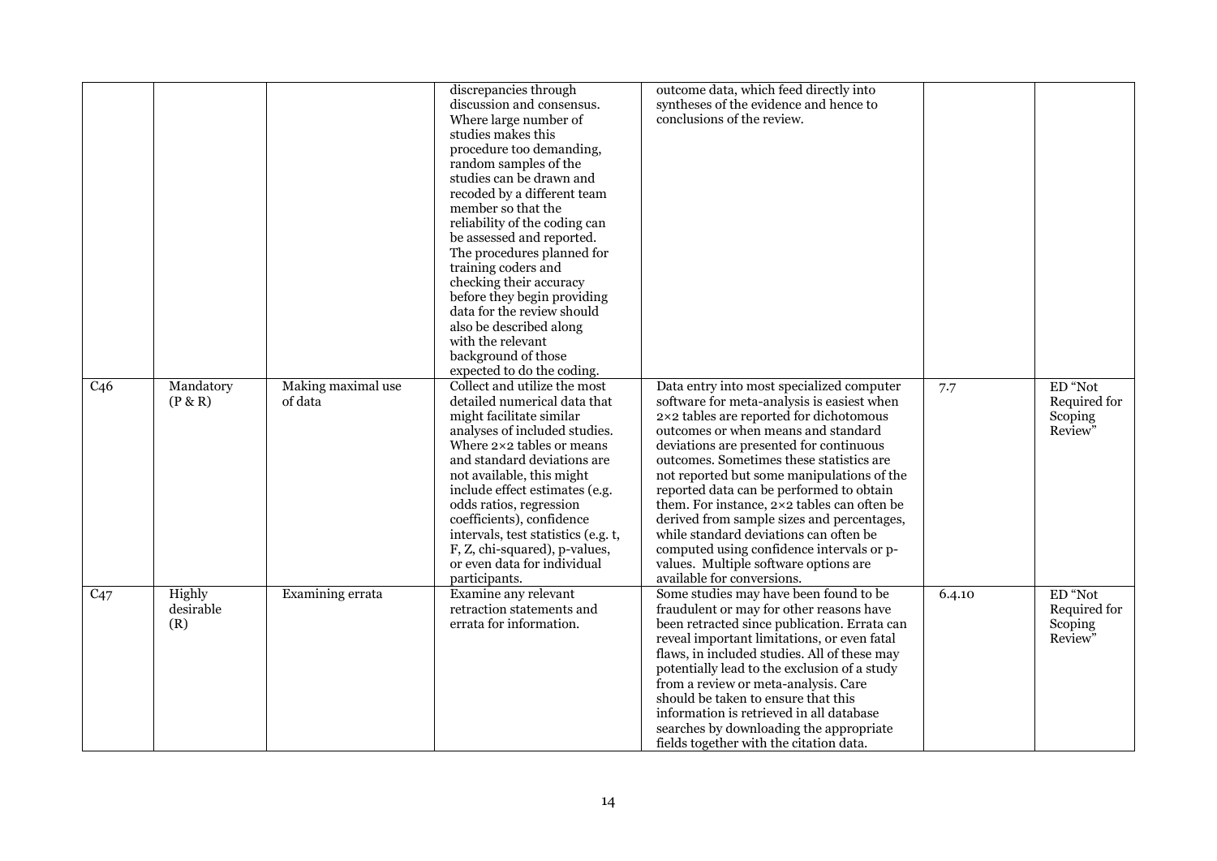| | | | | | | |
|---|---|---|---|---|---|---|
| | | | discrepancies through discussion and consensus. Where large number of studies makes this procedure too demanding, random samples of the studies can be drawn and recoded by a different team member so that the reliability of the coding can be assessed and reported. The procedures planned for training coders and checking their accuracy before they begin providing data for the review should also be described along with the relevant background of those expected to do the coding. | outcome data, which feed directly into syntheses of the evidence and hence to conclusions of the review. | | |
| C46 | Mandatory (P & R) | Making maximal use of data | Collect and utilize the most detailed numerical data that might facilitate similar analyses of included studies. Where 2×2 tables or means and standard deviations are not available, this might include effect estimates (e.g. odds ratios, regression coefficients), confidence intervals, test statistics (e.g. t, F, Z, chi-squared), p-values, or even data for individual participants. | Data entry into most specialized computer software for meta-analysis is easiest when 2×2 tables are reported for dichotomous outcomes or when means and standard deviations are presented for continuous outcomes. Sometimes these statistics are not reported but some manipulations of the reported data can be performed to obtain them. For instance, 2×2 tables can often be derived from sample sizes and percentages, while standard deviations can often be computed using confidence intervals or p-values. Multiple software options are available for conversions. | 7.7 | ED "Not Required for Scoping Review" |
| C47 | Highly desirable (R) | Examining errata | Examine any relevant retraction statements and errata for information. | Some studies may have been found to be fraudulent or may for other reasons have been retracted since publication. Errata can reveal important limitations, or even fatal flaws, in included studies. All of these may potentially lead to the exclusion of a study from a review or meta-analysis. Care should be taken to ensure that this information is retrieved in all database searches by downloading the appropriate fields together with the citation data. | 6.4.10 | ED "Not Required for Scoping Review" |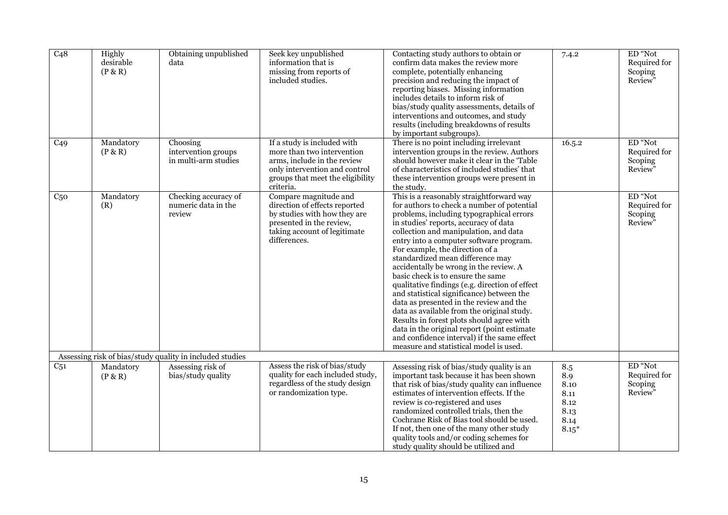| | | | | | | |
|---|---|---|---|---|---|---|
| C48 | Highly desirable (P & R) | Obtaining unpublished data | Seek key unpublished information that is missing from reports of included studies. | Contacting study authors to obtain or confirm data makes the review more complete, potentially enhancing precision and reducing the impact of reporting biases. Missing information includes details to inform risk of bias/study quality assessments, details of interventions and outcomes, and study results (including breakdowns of results by important subgroups). | 7.4.2 | ED "Not Required for Scoping Review" |
| C49 | Mandatory (P & R) | Choosing intervention groups in multi-arm studies | If a study is included with more than two intervention arms, include in the review only intervention and control groups that meet the eligibility criteria. | There is no point including irrelevant intervention groups in the review. Authors should however make it clear in the 'Table of characteristics of included studies' that these intervention groups were present in the study. | 16.5.2 | ED "Not Required for Scoping Review" |
| C50 | Mandatory (R) | Checking accuracy of numeric data in the review | Compare magnitude and direction of effects reported by studies with how they are presented in the review, taking account of legitimate differences. | This is a reasonably straightforward way for authors to check a number of potential problems, including typographical errors in studies' reports, accuracy of data collection and manipulation, and data entry into a computer software program. For example, the direction of a standardized mean difference may accidentally be wrong in the review. A basic check is to ensure the same qualitative findings (e.g. direction of effect and statistical significance) between the data as presented in the review and the data as available from the original study. Results in forest plots should agree with data in the original report (point estimate and confidence interval) if the same effect measure and statistical model is used. | | ED "Not Required for Scoping Review" |
| Assessing risk of bias/study quality in included studies | | | | | | |
| C51 | Mandatory (P & R) | Assessing risk of bias/study quality | Assess the risk of bias/study quality for each included study, regardless of the study design or randomization type. | Assessing risk of bias/study quality is an important task because it has been shown that risk of bias/study quality can influence estimates of intervention effects. If the review is co-registered and uses randomized controlled trials, then the Cochrane Risk of Bias tool should be used. If not, then one of the many other study quality tools and/or coding schemes for study quality should be utilized and | 8.5<br>8.9<br>8.10<br>8.11<br>8.12<br>8.13<br>8.14<br>8.15* | ED "Not Required for Scoping Review" |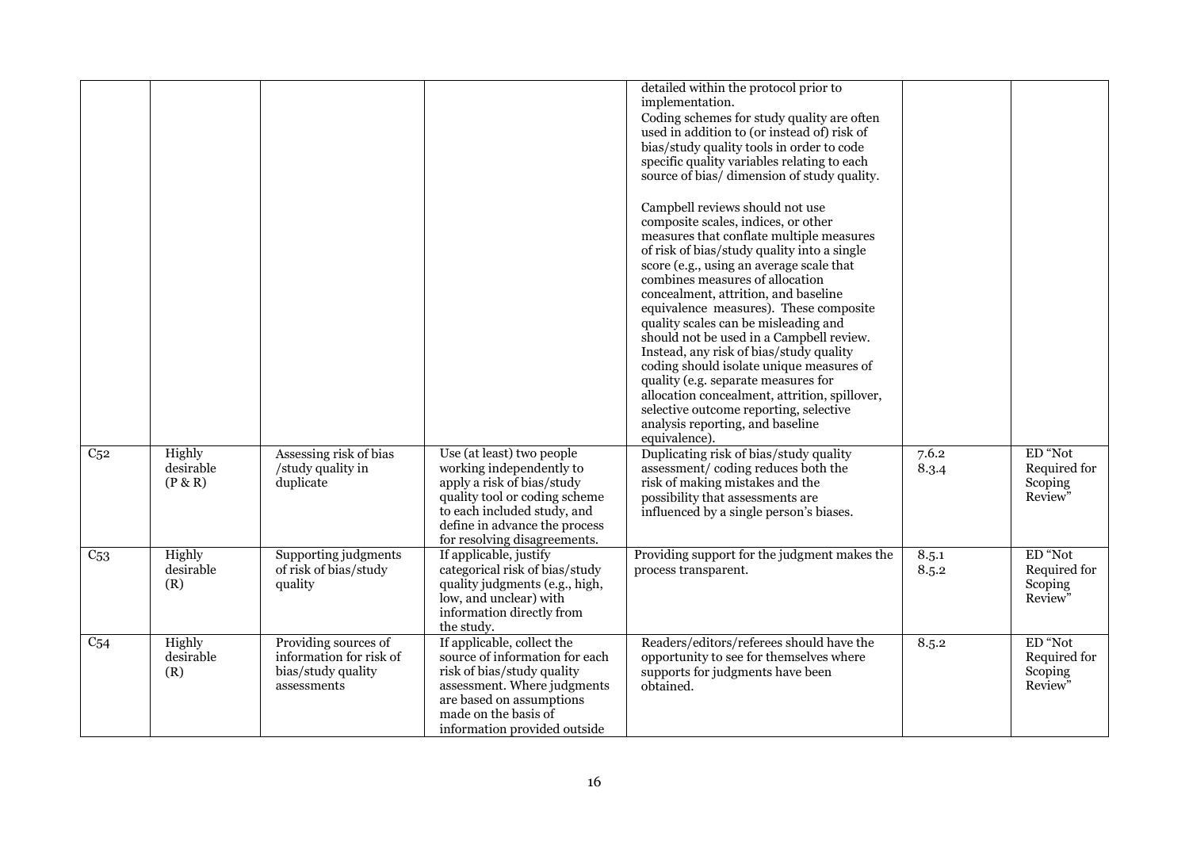| | | | | detailed within the protocol prior to implementation.<br>Coding schemes for study quality are often used in addition to (or instead of) risk of bias/study quality tools in order to code specific quality variables relating to each source of bias/ dimension of study quality.<br><br>Campbell reviews should not use composite scales, indices, or other measures that conflate multiple measures of risk of bias/study quality into a single score (e.g., using an average scale that combines measures of allocation concealment, attrition, and baseline equivalence measures). These composite quality scales can be misleading and should not be used in a Campbell review. Instead, any risk of bias/study quality coding should isolate unique measures of quality (e.g. separate measures for allocation concealment, attrition, spillover, selective outcome reporting, selective analysis reporting, and baseline equivalence). | | |
|---|---|---|---|---|---|---|
| C52 | Highly desirable (P & R) | Assessing risk of bias /study quality in duplicate | Use (at least) two people working independently to apply a risk of bias/study quality tool or coding scheme to each included study, and define in advance the process for resolving disagreements. | Duplicating risk of bias/study quality assessment/ coding reduces both the risk of making mistakes and the possibility that assessments are influenced by a single person's biases. | 7.6.2<br>8.3.4 | ED "Not Required for Scoping Review" |
| C53 | Highly desirable (R) | Supporting judgments of risk of bias/study quality | If applicable, justify categorical risk of bias/study quality judgments (e.g., high, low, and unclear) with information directly from the study. | Providing support for the judgment makes the process transparent. | 8.5.1<br>8.5.2 | ED "Not Required for Scoping Review" |
| C54 | Highly desirable (R) | Providing sources of information for risk of bias/study quality assessments | If applicable, collect the source of information for each risk of bias/study quality assessment. Where judgments are based on assumptions made on the basis of information provided outside | Readers/editors/referees should have the opportunity to see for themselves where supports for judgments have been obtained. | 8.5.2 | ED "Not Required for Scoping Review" |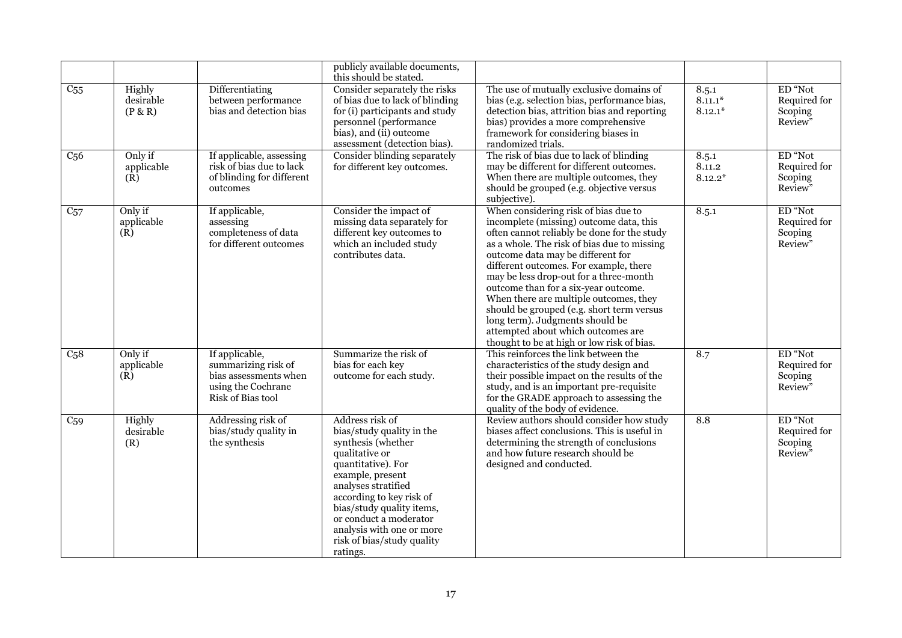| | | | publicly available documents, this should be stated. | | | |
|---|---|---|---|---|---|---|
| C55 | Highly desirable (P & R) | Differentiating between performance bias and detection bias | Consider separately the risks of bias due to lack of blinding for (i) participants and study personnel (performance bias), and (ii) outcome assessment (detection bias). | The use of mutually exclusive domains of bias (e.g. selection bias, performance bias, detection bias, attrition bias and reporting bias) provides a more comprehensive framework for considering biases in randomized trials. | 8.5.1<br>8.11.1*<br>8.12.1* | ED "Not Required for Scoping Review" |
| C56 | Only if applicable (R) | If applicable, assessing risk of bias due to lack of blinding for different outcomes | Consider blinding separately for different key outcomes. | The risk of bias due to lack of blinding may be different for different outcomes. When there are multiple outcomes, they should be grouped (e.g. objective versus subjective). | 8.5.1<br>8.11.2<br>8.12.2* | ED "Not Required for Scoping Review" |
| C57 | Only if applicable (R) | If applicable, assessing completeness of data for different outcomes | Consider the impact of missing data separately for different key outcomes to which an included study contributes data. | When considering risk of bias due to incomplete (missing) outcome data, this often cannot reliably be done for the study as a whole. The risk of bias due to missing outcome data may be different for different outcomes. For example, there may be less drop-out for a three-month outcome than for a six-year outcome. When there are multiple outcomes, they should be grouped (e.g. short term versus long term). Judgments should be attempted about which outcomes are thought to be at high or low risk of bias. | 8.5.1 | ED "Not Required for Scoping Review" |
| C58 | Only if applicable (R) | If applicable, summarizing risk of bias assessments when using the Cochrane Risk of Bias tool | Summarize the risk of bias for each key outcome for each study. | This reinforces the link between the characteristics of the study design and their possible impact on the results of the study, and is an important pre-requisite for the GRADE approach to assessing the quality of the body of evidence. | 8.7 | ED "Not Required for Scoping Review" |
| C59 | Highly desirable (R) | Addressing risk of bias/study quality in the synthesis | Address risk of bias/study quality in the synthesis (whether qualitative or quantitative). For example, present analyses stratified according to key risk of bias/study quality items, or conduct a moderator analysis with one or more risk of bias/study quality ratings. | Review authors should consider how study biases affect conclusions. This is useful in determining the strength of conclusions and how future research should be designed and conducted. | 8.8 | ED "Not Required for Scoping Review" |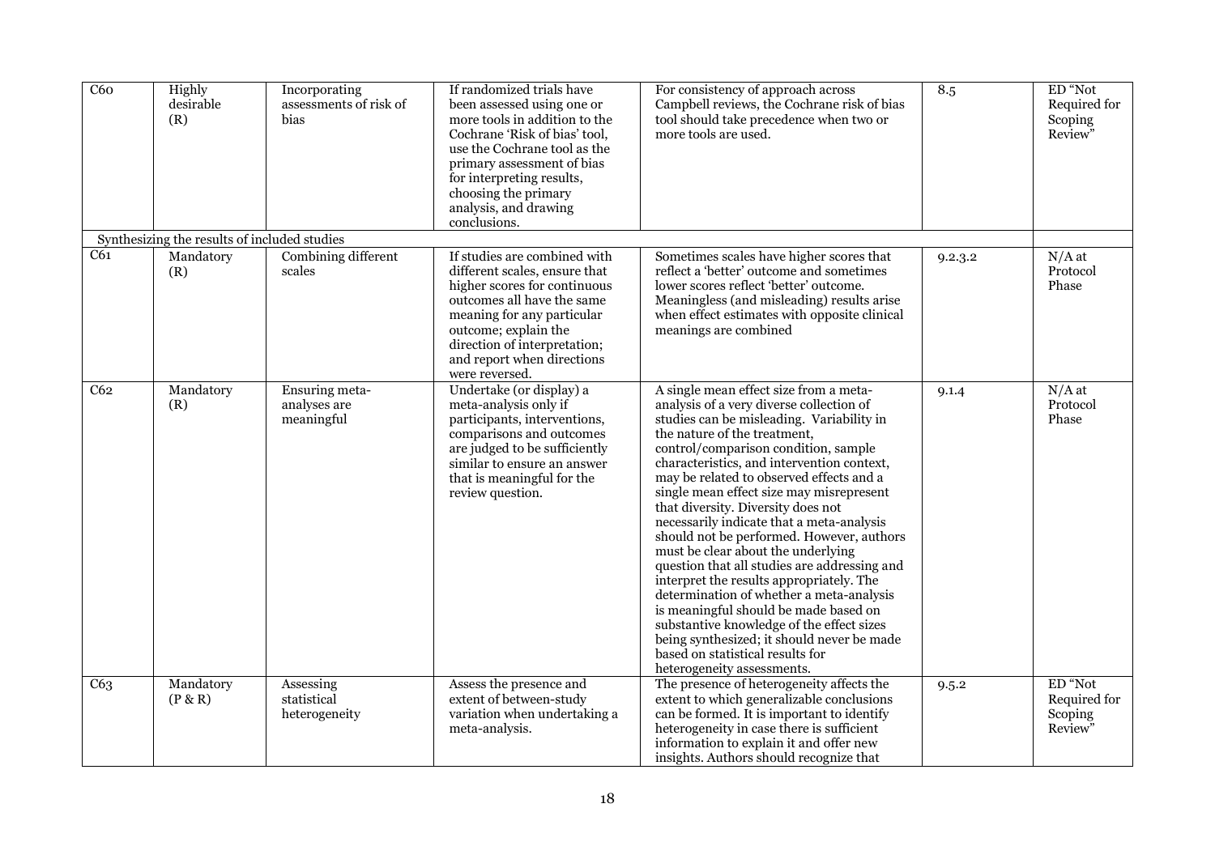| | | | | | | |
|---|---|---|---|---|---|---|
| C60 | Highly desirable (R) | Incorporating assessments of risk of bias | If randomized trials have been assessed using one or more tools in addition to the Cochrane 'Risk of bias' tool, use the Cochrane tool as the primary assessment of bias for interpreting results, choosing the primary analysis, and drawing conclusions. | For consistency of approach across Campbell reviews, the Cochrane risk of bias tool should take precedence when two or more tools are used. | 8.5 | ED "Not Required for Scoping Review" |
| Synthesizing the results of included studies | | | | | | |
| C61 | Mandatory (R) | Combining different scales | If studies are combined with different scales, ensure that higher scores for continuous outcomes all have the same meaning for any particular outcome; explain the direction of interpretation; and report when directions were reversed. | Sometimes scales have higher scores that reflect a 'better' outcome and sometimes lower scores reflect 'better' outcome. Meaningless (and misleading) results arise when effect estimates with opposite clinical meanings are combined | 9.2.3.2 | N/A at Protocol Phase |
| C62 | Mandatory (R) | Ensuring meta-analyses are meaningful | Undertake (or display) a meta-analysis only if participants, interventions, comparisons and outcomes are judged to be sufficiently similar to ensure an answer that is meaningful for the review question. | A single mean effect size from a meta-analysis of a very diverse collection of studies can be misleading. Variability in the nature of the treatment, control/comparison condition, sample characteristics, and intervention context, may be related to observed effects and a single mean effect size may misrepresent that diversity. Diversity does not necessarily indicate that a meta-analysis should not be performed. However, authors must be clear about the underlying question that all studies are addressing and interpret the results appropriately. The determination of whether a meta-analysis is meaningful should be made based on substantive knowledge of the effect sizes being synthesized; it should never be made based on statistical results for heterogeneity assessments. | 9.1.4 | N/A at Protocol Phase |
| C63 | Mandatory (P & R) | Assessing statistical heterogeneity | Assess the presence and extent of between-study variation when undertaking a meta-analysis. | The presence of heterogeneity affects the extent to which generalizable conclusions can be formed. It is important to identify heterogeneity in case there is sufficient information to explain it and offer new insights. Authors should recognize that | 9.5.2 | ED "Not Required for Scoping Review" |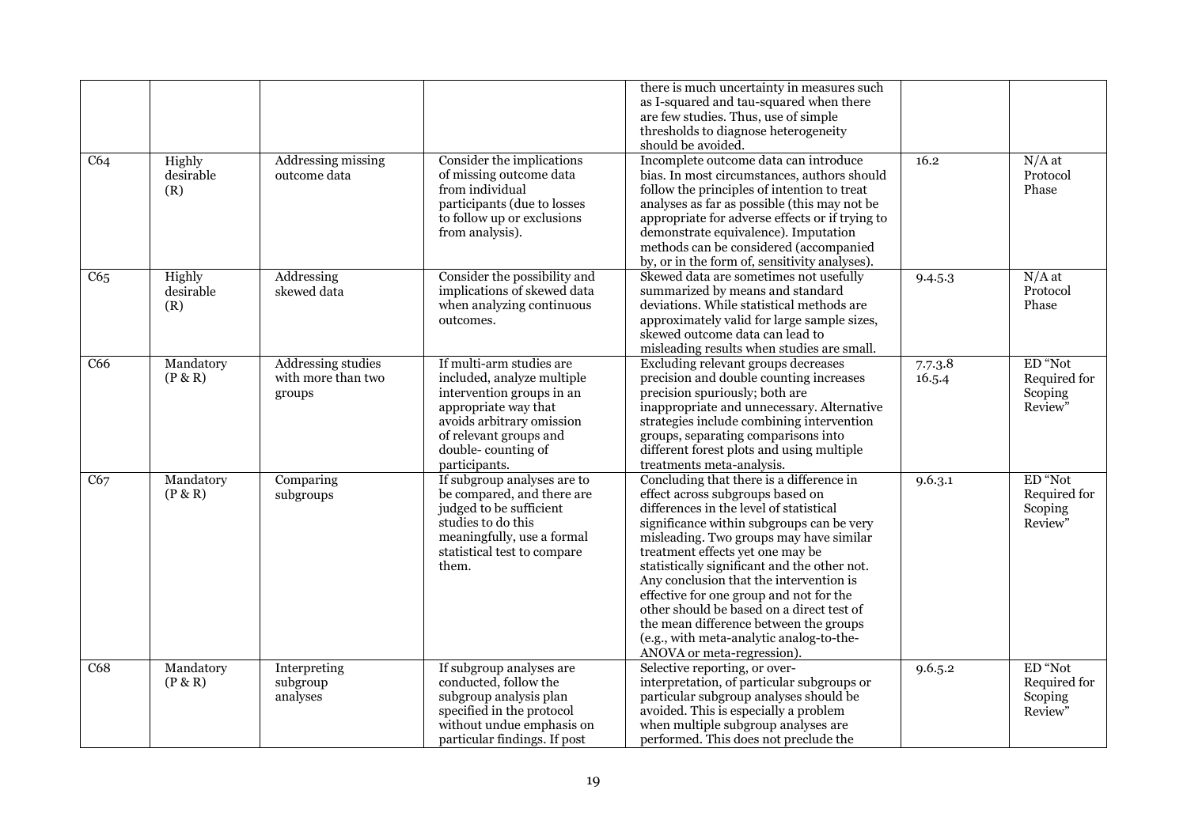| | | | | there is much uncertainty in measures such as I-squared and tau-squared when there are few studies. Thus, use of simple thresholds to diagnose heterogeneity should be avoided. | | |
|---|---|---|---|---|---|---|
| C64 | Highly desirable (R) | Addressing missing outcome data | Consider the implications of missing outcome data from individual participants (due to losses to follow up or exclusions from analysis). | Incomplete outcome data can introduce bias. In most circumstances, authors should follow the principles of intention to treat analyses as far as possible (this may not be appropriate for adverse effects or if trying to demonstrate equivalence). Imputation methods can be considered (accompanied by, or in the form of, sensitivity analyses). | 16.2 | N/A at Protocol Phase |
| C65 | Highly desirable (R) | Addressing skewed data | Consider the possibility and implications of skewed data when analyzing continuous outcomes. | Skewed data are sometimes not usefully summarized by means and standard deviations. While statistical methods are approximately valid for large sample sizes, skewed outcome data can lead to misleading results when studies are small. | 9.4.5.3 | N/A at Protocol Phase |
| C66 | Mandatory (P & R) | Addressing studies with more than two groups | If multi-arm studies are included, analyze multiple intervention groups in an appropriate way that avoids arbitrary omission of relevant groups and double- counting of participants. | Excluding relevant groups decreases precision and double counting increases precision spuriously; both are inappropriate and unnecessary. Alternative strategies include combining intervention groups, separating comparisons into different forest plots and using multiple treatments meta-analysis. | 7.7.3.8<br>16.5.4 | ED "Not Required for Scoping Review" |
| C67 | Mandatory (P & R) | Comparing subgroups | If subgroup analyses are to be compared, and there are judged to be sufficient studies to do this meaningfully, use a formal statistical test to compare them. | Concluding that there is a difference in effect across subgroups based on differences in the level of statistical significance within subgroups can be very misleading. Two groups may have similar treatment effects yet one may be statistically significant and the other not. Any conclusion that the intervention is effective for one group and not for the other should be based on a direct test of the mean difference between the groups (e.g., with meta-analytic analog-to-the-ANOVA or meta-regression). | 9.6.3.1 | ED "Not Required for Scoping Review" |
| C68 | Mandatory (P & R) | Interpreting subgroup analyses | If subgroup analyses are conducted, follow the subgroup analysis plan specified in the protocol without undue emphasis on particular findings. If post | Selective reporting, or over-interpretation, of particular subgroups or particular subgroup analyses should be avoided. This is especially a problem when multiple subgroup analyses are performed. This does not preclude the | 9.6.5.2 | ED "Not Required for Scoping Review" |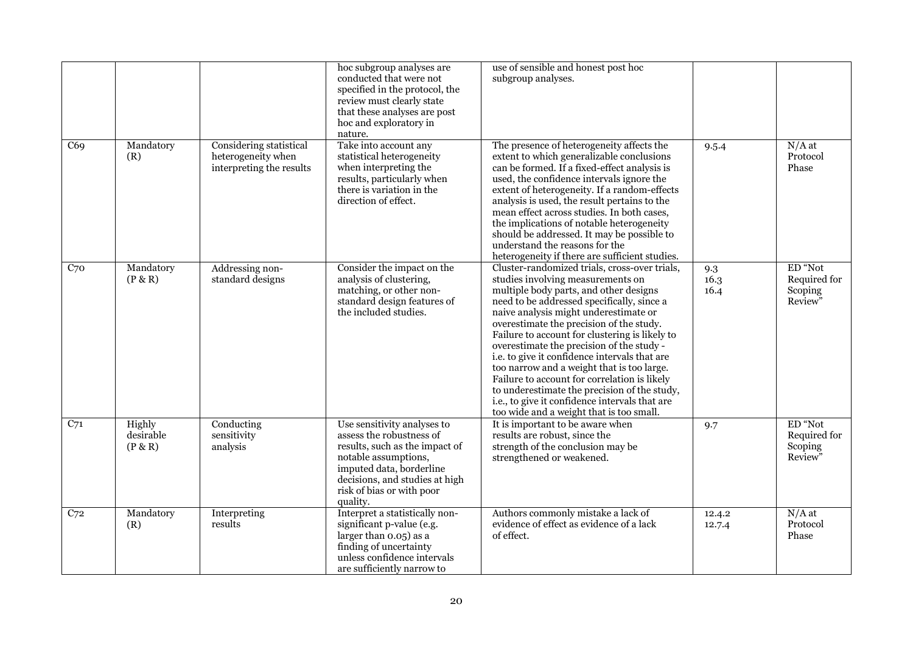| | | | hoc subgroup analyses are conducted that were not specified in the protocol, the review must clearly state that these analyses are post hoc and exploratory in nature. | use of sensible and honest post hoc subgroup analyses. | | |
|---|---|---|---|---|---|---|
| C69 | Mandatory (R) | Considering statistical heterogeneity when interpreting the results | Take into account any statistical heterogeneity when interpreting the results, particularly when there is variation in the direction of effect. | The presence of heterogeneity affects the extent to which generalizable conclusions can be formed. If a fixed-effect analysis is used, the confidence intervals ignore the extent of heterogeneity. If a random-effects analysis is used, the result pertains to the mean effect across studies. In both cases, the implications of notable heterogeneity should be addressed. It may be possible to understand the reasons for the heterogeneity if there are sufficient studies. | 9.5.4 | N/A at Protocol Phase |
| C70 | Mandatory (P & R) | Addressing non-standard designs | Consider the impact on the analysis of clustering, matching, or other non-standard design features of the included studies. | Cluster-randomized trials, cross-over trials, studies involving measurements on multiple body parts, and other designs need to be addressed specifically, since a naive analysis might underestimate or overestimate the precision of the study. Failure to account for clustering is likely to overestimate the precision of the study - i.e. to give it confidence intervals that are too narrow and a weight that is too large. Failure to account for correlation is likely to underestimate the precision of the study, i.e., to give it confidence intervals that are too wide and a weight that is too small. | 9.3<br>16.3<br>16.4 | ED "Not Required for Scoping Review" |
| C71 | Highly desirable (P & R) | Conducting sensitivity analysis | Use sensitivity analyses to assess the robustness of results, such as the impact of notable assumptions, imputed data, borderline decisions, and studies at high risk of bias or with poor quality. | It is important to be aware when results are robust, since the strength of the conclusion may be strengthened or weakened. | 9.7 | ED "Not Required for Scoping Review" |
| C72 | Mandatory (R) | Interpreting results | Interpret a statistically non-significant p-value (e.g. larger than 0.05) as a finding of uncertainty unless confidence intervals are sufficiently narrow to | Authors commonly mistake a lack of evidence of effect as evidence of a lack of effect. | 12.4.2<br>12.7.4 | N/A at Protocol Phase |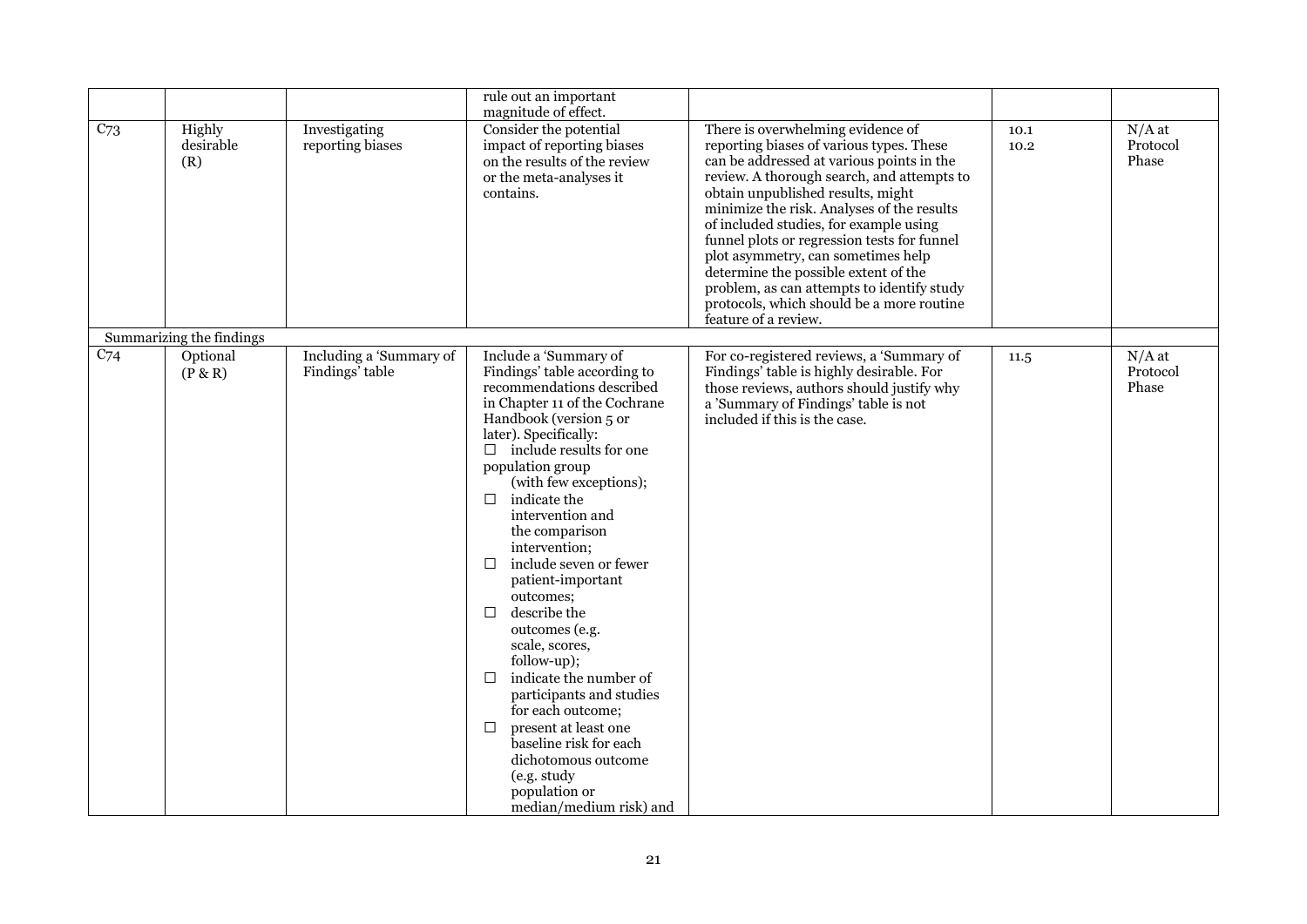|  |  |  | rule out an important magnitude of effect. |  |  |  |
|---|---|---|---|---|---|---|
| C73 | Highly desirable (R) | Investigating reporting biases | Consider the potential impact of reporting biases on the results of the review or the meta-analyses it contains. | There is overwhelming evidence of reporting biases of various types. These can be addressed at various points in the review. A thorough search, and attempts to obtain unpublished results, might minimize the risk. Analyses of the results of included studies, for example using funnel plots or regression tests for funnel plot asymmetry, can sometimes help determine the possible extent of the problem, as can attempts to identify study protocols, which should be a more routine feature of a review. | 10.1<br>10.2 | N/A at Protocol Phase |
| Summarizing the findings |  |  |  |  |  |  |
| C74 | Optional (P & R) | Including a 'Summary of Findings' table | Include a 'Summary of Findings' table according to recommendations described in Chapter 11 of the Cochrane Handbook (version 5 or later). Specifically:<br>☐ include results for one population group (with few exceptions);<br>☐ indicate the intervention and the comparison intervention;<br>☐ include seven or fewer patient-important outcomes;<br>☐ describe the outcomes (e.g. scale, scores, follow-up);<br>☐ indicate the number of participants and studies for each outcome;<br>☐ present at least one baseline risk for each dichotomous outcome (e.g. study population or median/medium risk) and | For co-registered reviews, a 'Summary of Findings' table is highly desirable. For those reviews, authors should justify why a 'Summary of Findings' table is not included if this is the case. | 11.5 | N/A at Protocol Phase |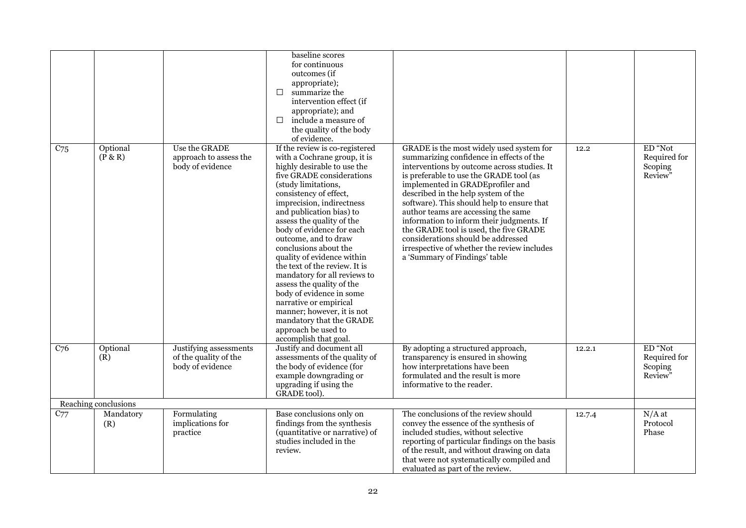| | | | | | | |
|---|---|---|---|---|---|---|
| | | | baseline scores for continuous outcomes (if appropriate); ☐ summarize the intervention effect (if appropriate); and ☐ include a measure of the quality of the body of evidence. | | | |
| C75 | Optional (P & R) | Use the GRADE approach to assess the body of evidence | If the review is co-registered with a Cochrane group, it is highly desirable to use the five GRADE considerations (study limitations, consistency of effect, imprecision, indirectness and publication bias) to assess the quality of the body of evidence for each outcome, and to draw conclusions about the quality of evidence within the text of the review. It is mandatory for all reviews to assess the quality of the body of evidence in some narrative or empirical manner; however, it is not mandatory that the GRADE approach be used to accomplish that goal. | GRADE is the most widely used system for summarizing confidence in effects of the interventions by outcome across studies. It is preferable to use the GRADE tool (as implemented in GRADEprofiler and described in the help system of the software). This should help to ensure that author teams are accessing the same information to inform their judgments. If the GRADE tool is used, the five GRADE considerations should be addressed irrespective of whether the review includes a 'Summary of Findings' table | 12.2 | ED "Not Required for Scoping Review" |
| C76 | Optional (R) | Justifying assessments of the quality of the body of evidence | Justify and document all assessments of the quality of the body of evidence (for example downgrading or upgrading if using the GRADE tool). | By adopting a structured approach, transparency is ensured in showing how interpretations have been formulated and the result is more informative to the reader. | 12.2.1 | ED "Not Required for Scoping Review" |
| Reaching conclusions | | | | | | |
| C77 | Mandatory (R) | Formulating implications for practice | Base conclusions only on findings from the synthesis (quantitative or narrative) of studies included in the review. | The conclusions of the review should convey the essence of the synthesis of included studies, without selective reporting of particular findings on the basis of the result, and without drawing on data that were not systematically compiled and evaluated as part of the review. | 12.7.4 | N/A at Protocol Phase |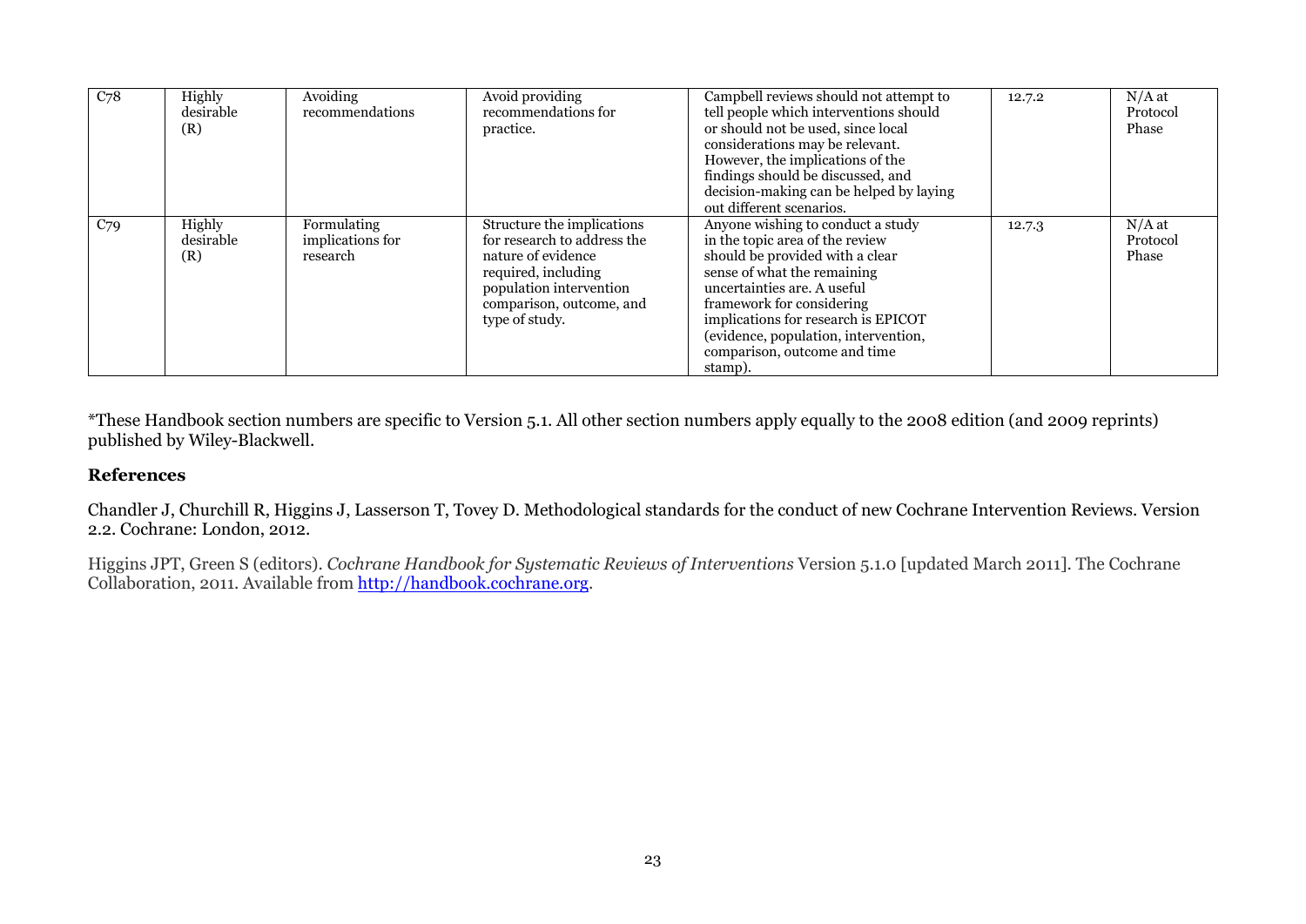| | | | | | | |
|---|---|---|---|---|---|---|
| C78 | Highly desirable (R) | Avoiding recommendations | Avoid providing recommendations for practice. | Campbell reviews should not attempt to tell people which interventions should or should not be used, since local considerations may be relevant. However, the implications of the findings should be discussed, and decision-making can be helped by laying out different scenarios. | 12.7.2 | N/A at Protocol Phase |
| C79 | Highly desirable (R) | Formulating implications for research | Structure the implications for research to address the nature of evidence required, including population intervention comparison, outcome, and type of study. | Anyone wishing to conduct a study in the topic area of the review should be provided with a clear sense of what the remaining uncertainties are. A useful framework for considering implications for research is EPICOT (evidence, population, intervention, comparison, outcome and time stamp). | 12.7.3 | N/A at Protocol Phase |

*These Handbook section numbers are specific to Version 5.1. All other section numbers apply equally to the 2008 edition (and 2009 reprints) published by Wiley-Blackwell.

## References

Chandler J, Churchill R, Higgins J, Lasserson T, Tovey D. Methodological standards for the conduct of new Cochrane Intervention Reviews. Version 2.2. Cochrane: London, 2012.

Higgins JPT, Green S (editors). *Cochrane Handbook for Systematic Reviews of Interventions* Version 5.1.0 [updated March 2011]. The Cochrane Collaboration, 2011. Available from [http://handbook.cochrane.org](http://handbook.cochrane.org).